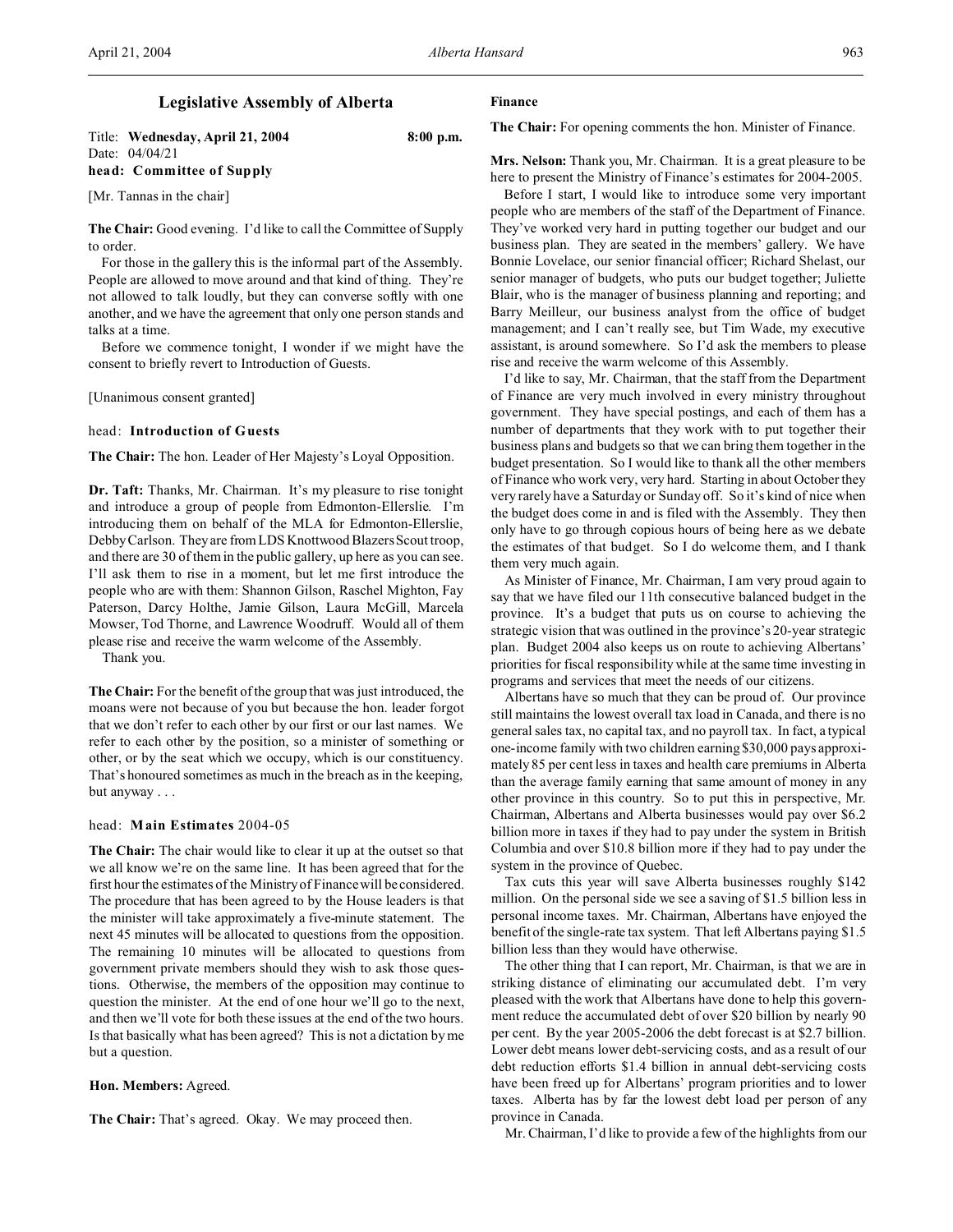# Legislative Assembly of Alberta

Title: **Wednesday, April 21, 2004** **8:00 p.m.**
Date: 04/04/21

**head: Committee of Supply**

[Mr. Tannas in the chair]

**The Chair:** Good evening. I'd like to call the Committee of Supply to order.

For those in the gallery this is the informal part of the Assembly. People are allowed to move around and that kind of thing. They're not allowed to talk loudly, but they can converse softly with one another, and we have the agreement that only one person stands and talks at a time.

Before we commence tonight, I wonder if we might have the consent to briefly revert to Introduction of Guests.

[Unanimous consent granted]

head: **Introduction of Guests**

**The Chair:** The hon. Leader of Her Majesty's Loyal Opposition.

**Dr. Taft:** Thanks, Mr. Chairman. It's my pleasure to rise tonight and introduce a group of people from Edmonton-Ellerslie. I'm introducing them on behalf of the MLA for Edmonton-Ellerslie, Debby Carlson. They are from LDS Knottwood Blazers Scout troop, and there are 30 of them in the public gallery, up here as you can see. I'll ask them to rise in a moment, but let me first introduce the people who are with them: Shannon Gilson, Raschel Mighton, Fay Paterson, Darcy Holthe, Jamie Gilson, Laura McGill, Marcela Mowser, Tod Thorne, and Lawrence Woodruff. Would all of them please rise and receive the warm welcome of the Assembly.

Thank you.

**The Chair:** For the benefit of the group that was just introduced, the moans were not because of you but because the hon. leader forgot that we don't refer to each other by our first or our last names. We refer to each other by the position, so a minister of something or other, or by the seat which we occupy, which is our constituency. That's honoured sometimes as much in the breach as in the keeping, but anyway . . .

head: **Main Estimates** 2004-05

**The Chair:** The chair would like to clear it up at the outset so that we all know we're on the same line. It has been agreed that for the first hour the estimates of the Ministry of Finance will be considered. The procedure that has been agreed to by the House leaders is that the minister will take approximately a five-minute statement. The next 45 minutes will be allocated to questions from the opposition. The remaining 10 minutes will be allocated to questions from government private members should they wish to ask those questions. Otherwise, the members of the opposition may continue to question the minister. At the end of one hour we'll go to the next, and then we'll vote for both these issues at the end of the two hours. Is that basically what has been agreed? This is not a dictation by me but a question.

**Hon. Members:** Agreed.

**The Chair:** That's agreed. Okay. We may proceed then.

**Finance**

**The Chair:** For opening comments the hon. Minister of Finance.

**Mrs. Nelson:** Thank you, Mr. Chairman. It is a great pleasure to be here to present the Ministry of Finance's estimates for 2004-2005.

Before I start, I would like to introduce some very important people who are members of the staff of the Department of Finance. They've worked very hard in putting together our budget and our business plan. They are seated in the members' gallery. We have Bonnie Lovelace, our senior financial officer; Richard Shelast, our senior manager of budgets, who puts our budget together; Juliette Blair, who is the manager of business planning and reporting; and Barry Meilleur, our business analyst from the office of budget management; and I can't really see, but Tim Wade, my executive assistant, is around somewhere. So I'd ask the members to please rise and receive the warm welcome of this Assembly.

I'd like to say, Mr. Chairman, that the staff from the Department of Finance are very much involved in every ministry throughout government. They have special postings, and each of them has a number of departments that they work with to put together their business plans and budgets so that we can bring them together in the budget presentation. So I would like to thank all the other members of Finance who work very, very hard. Starting in about October they very rarely have a Saturday or Sunday off. So it's kind of nice when the budget does come in and is filed with the Assembly. They then only have to go through copious hours of being here as we debate the estimates of that budget. So I do welcome them, and I thank them very much again.

As Minister of Finance, Mr. Chairman, I am very proud again to say that we have filed our 11th consecutive balanced budget in the province. It's a budget that puts us on course to achieving the strategic vision that was outlined in the province's 20-year strategic plan. Budget 2004 also keeps us on route to achieving Albertans' priorities for fiscal responsibility while at the same time investing in programs and services that meet the needs of our citizens.

Albertans have so much that they can be proud of. Our province still maintains the lowest overall tax load in Canada, and there is no general sales tax, no capital tax, and no payroll tax. In fact, a typical one-income family with two children earning $30,000 pays approximately 85 per cent less in taxes and health care premiums in Alberta than the average family earning that same amount of money in any other province in this country. So to put this in perspective, Mr. Chairman, Albertans and Alberta businesses would pay over $6.2 billion more in taxes if they had to pay under the system in British Columbia and over $10.8 billion more if they had to pay under the system in the province of Quebec.

Tax cuts this year will save Alberta businesses roughly $142 million. On the personal side we see a saving of $1.5 billion less in personal income taxes. Mr. Chairman, Albertans have enjoyed the benefit of the single-rate tax system. That left Albertans paying $1.5 billion less than they would have otherwise.

The other thing that I can report, Mr. Chairman, is that we are in striking distance of eliminating our accumulated debt. I'm very pleased with the work that Albertans have done to help this government reduce the accumulated debt of over $20 billion by nearly 90 per cent. By the year 2005-2006 the debt forecast is at $2.7 billion. Lower debt means lower debt-servicing costs, and as a result of our debt reduction efforts $1.4 billion in annual debt-servicing costs have been freed up for Albertans' program priorities and to lower taxes. Alberta has by far the lowest debt load per person of any province in Canada.

Mr. Chairman, I'd like to provide a few of the highlights from our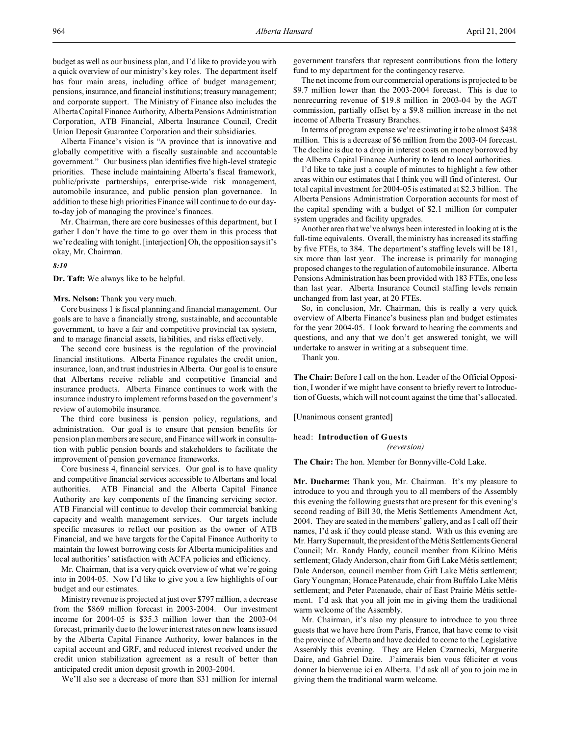budget as well as our business plan, and I'd like to provide you with a quick overview of our ministry's key roles. The department itself has four main areas, including office of budget management; pensions, insurance, and financial institutions; treasury management; and corporate support. The Ministry of Finance also includes the Alberta Capital Finance Authority, Alberta Pensions Administration Corporation, ATB Financial, Alberta Insurance Council, Credit Union Deposit Guarantee Corporation and their subsidiaries.

Alberta Finance's vision is "A province that is innovative and globally competitive with a fiscally sustainable and accountable government." Our business plan identifies five high-level strategic priorities. These include maintaining Alberta's fiscal framework, public/private partnerships, enterprise-wide risk management, automobile insurance, and public pension plan governance. In addition to these high priorities Finance will continue to do our day-to-day job of managing the province's finances.

Mr. Chairman, there are core businesses of this department, but I gather I don't have the time to go over them in this process that we're dealing with tonight. [interjection] Oh, the opposition says it's okay, Mr. Chairman.

*8:10*

**Dr. Taft:** We always like to be helpful.

**Mrs. Nelson:** Thank you very much.

Core business 1 is fiscal planning and financial management. Our goals are to have a financially strong, sustainable, and accountable government, to have a fair and competitive provincial tax system, and to manage financial assets, liabilities, and risks effectively.

The second core business is the regulation of the provincial financial institutions. Alberta Finance regulates the credit union, insurance, loan, and trust industries in Alberta. Our goal is to ensure that Albertans receive reliable and competitive financial and insurance products. Alberta Finance continues to work with the insurance industry to implement reforms based on the government's review of automobile insurance.

The third core business is pension policy, regulations, and administration. Our goal is to ensure that pension benefits for pension plan members are secure, and Finance will work in consultation with public pension boards and stakeholders to facilitate the improvement of pension governance frameworks.

Core business 4, financial services. Our goal is to have quality and competitive financial services accessible to Albertans and local authorities. ATB Financial and the Alberta Capital Finance Authority are key components of the financing servicing sector. ATB Financial will continue to develop their commercial banking capacity and wealth management services. Our targets include specific measures to reflect our position as the owner of ATB Financial, and we have targets for the Capital Finance Authority to maintain the lowest borrowing costs for Alberta municipalities and local authorities' satisfaction with ACFA policies and efficiency.

Mr. Chairman, that is a very quick overview of what we're going into in 2004-05. Now I'd like to give you a few highlights of our budget and our estimates.

Ministry revenue is projected at just over $797 million, a decrease from the $869 million forecast in 2003-2004. Our investment income for 2004-05 is $35.3 million lower than the 2003-04 forecast, primarily due to the lower interest rates on new loans issued by the Alberta Capital Finance Authority, lower balances in the capital account and GRF, and reduced interest received under the credit union stabilization agreement as a result of better than anticipated credit union deposit growth in 2003-2004.

We'll also see a decrease of more than $31 million for internal government transfers that represent contributions from the lottery fund to my department for the contingency reserve.

The net income from our commercial operations is projected to be $9.7 million lower than the 2003-2004 forecast. This is due to nonrecurring revenue of $19.8 million in 2003-04 by the AGT commission, partially offset by a $9.8 million increase in the net income of Alberta Treasury Branches.

In terms of program expense we're estimating it to be almost $438 million. This is a decrease of $6 million from the 2003-04 forecast. The decline is due to a drop in interest costs on money borrowed by the Alberta Capital Finance Authority to lend to local authorities.

I'd like to take just a couple of minutes to highlight a few other areas within our estimates that I think you will find of interest. Our total capital investment for 2004-05 is estimated at $2.3 billion. The Alberta Pensions Administration Corporation accounts for most of the capital spending with a budget of $2.1 million for computer system upgrades and facility upgrades.

Another area that we've always been interested in looking at is the full-time equivalents. Overall, the ministry has increased its staffing by five FTEs, to 384. The department's staffing levels will be 181, six more than last year. The increase is primarily for managing proposed changes to the regulation of automobile insurance. Alberta Pensions Administration has been provided with 183 FTEs, one less than last year. Alberta Insurance Council staffing levels remain unchanged from last year, at 20 FTEs.

So, in conclusion, Mr. Chairman, this is really a very quick overview of Alberta Finance's business plan and budget estimates for the year 2004-05. I look forward to hearing the comments and questions, and any that we don't get answered tonight, we will undertake to answer in writing at a subsequent time.

Thank you.

**The Chair:** Before I call on the hon. Leader of the Official Opposition, I wonder if we might have consent to briefly revert to Introduction of Guests, which will not count against the time that's allocated.

[Unanimous consent granted]

head: **Introduction of Guests**
*(reversion)*

**The Chair:** The hon. Member for Bonnyville-Cold Lake.

**Mr. Ducharme:** Thank you, Mr. Chairman. It's my pleasure to introduce to you and through you to all members of the Assembly this evening the following guests that are present for this evening's second reading of Bill 30, the Metis Settlements Amendment Act, 2004. They are seated in the members' gallery, and as I call off their names, I'd ask if they could please stand. With us this evening are Mr. Harry Supernault, the president of the Métis Settlements General Council; Mr. Randy Hardy, council member from Kikino Métis settlement; Glady Anderson, chair from Gift Lake Métis settlement; Dale Anderson, council member from Gift Lake Métis settlement; Gary Youngman; Horace Patenaude, chair from Buffalo Lake Métis settlement; and Peter Patenaude, chair of East Prairie Métis settlement. I'd ask that you all join me in giving them the traditional warm welcome of the Assembly.

Mr. Chairman, it's also my pleasure to introduce to you three guests that we have here from Paris, France, that have come to visit the province of Alberta and have decided to come to the Legislative Assembly this evening. They are Helen Czarnecki, Marguerite Daire, and Gabriel Daire. J'aimerais bien vous féliciter et vous donner la bienvenue ici en Alberta. I'd ask all of you to join me in giving them the traditional warm welcome.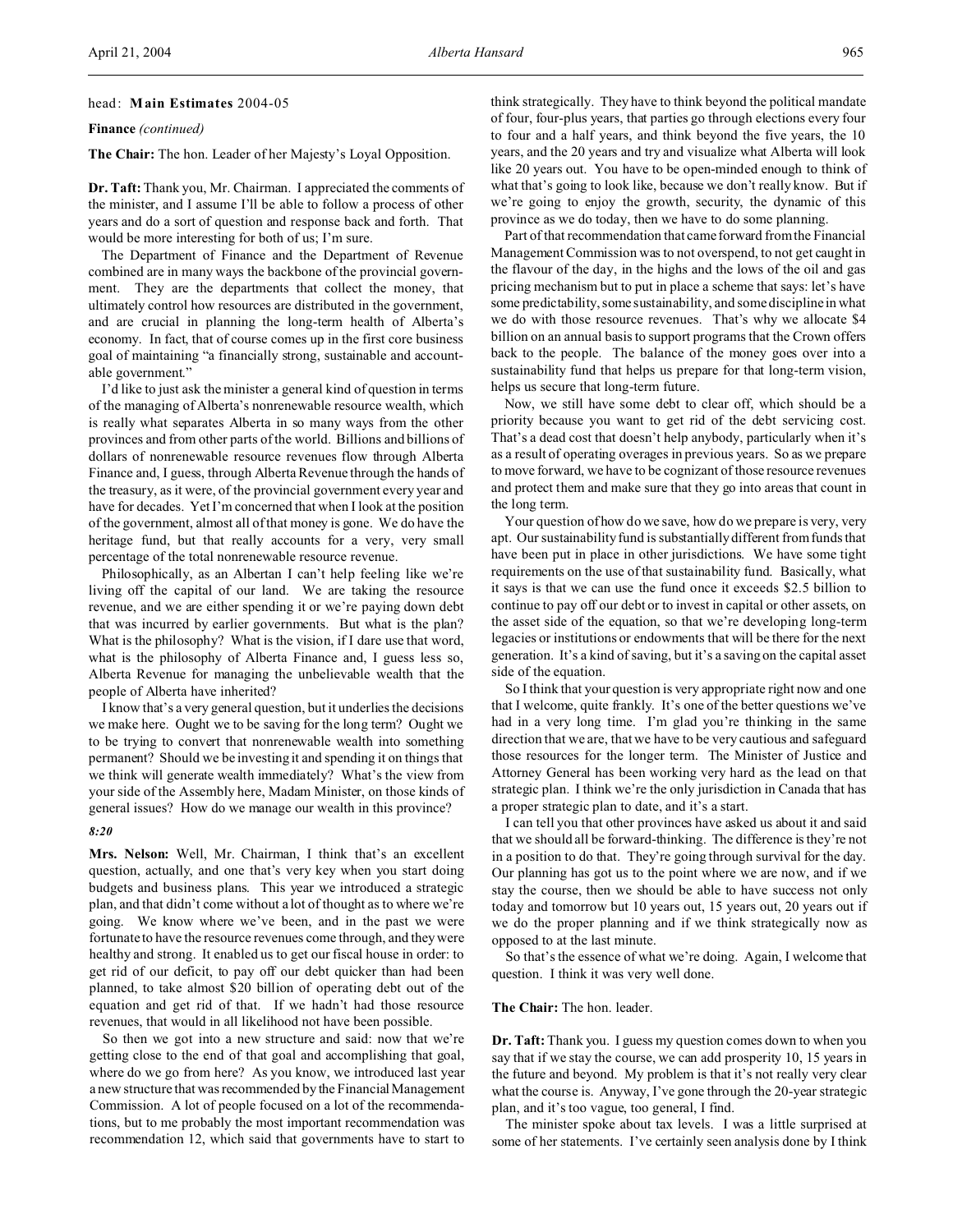head: **Main Estimates** 2004-05

**Finance** *(continued)*

**The Chair:** The hon. Leader of her Majesty's Loyal Opposition.

**Dr. Taft:** Thank you, Mr. Chairman. I appreciated the comments of the minister, and I assume I'll be able to follow a process of other years and do a sort of question and response back and forth. That would be more interesting for both of us; I'm sure.

The Department of Finance and the Department of Revenue combined are in many ways the backbone of the provincial government. They are the departments that collect the money, that ultimately control how resources are distributed in the government, and are crucial in planning the long-term health of Alberta's economy. In fact, that of course comes up in the first core business goal of maintaining "a financially strong, sustainable and accountable government."

I'd like to just ask the minister a general kind of question in terms of the managing of Alberta's nonrenewable resource wealth, which is really what separates Alberta in so many ways from the other provinces and from other parts of the world. Billions and billions of dollars of nonrenewable resource revenues flow through Alberta Finance and, I guess, through Alberta Revenue through the hands of the treasury, as it were, of the provincial government every year and have for decades. Yet I'm concerned that when I look at the position of the government, almost all of that money is gone. We do have the heritage fund, but that really accounts for a very, very small percentage of the total nonrenewable resource revenue.

Philosophically, as an Albertan I can't help feeling like we're living off the capital of our land. We are taking the resource revenue, and we are either spending it or we're paying down debt that was incurred by earlier governments. But what is the plan? What is the philosophy? What is the vision, if I dare use that word, what is the philosophy of Alberta Finance and, I guess less so, Alberta Revenue for managing the unbelievable wealth that the people of Alberta have inherited?

I know that's a very general question, but it underlies the decisions we make here. Ought we to be saving for the long term? Ought we to be trying to convert that nonrenewable wealth into something permanent? Should we be investing it and spending it on things that we think will generate wealth immediately? What's the view from your side of the Assembly here, Madam Minister, on those kinds of general issues? How do we manage our wealth in this province?

*8:20*

**Mrs. Nelson:** Well, Mr. Chairman, I think that's an excellent question, actually, and one that's very key when you start doing budgets and business plans. This year we introduced a strategic plan, and that didn't come without a lot of thought as to where we're going. We know where we've been, and in the past we were fortunate to have the resource revenues come through, and they were healthy and strong. It enabled us to get our fiscal house in order: to get rid of our deficit, to pay off our debt quicker than had been planned, to take almost $20 billion of operating debt out of the equation and get rid of that. If we hadn't had those resource revenues, that would in all likelihood not have been possible.

So then we got into a new structure and said: now that we're getting close to the end of that goal and accomplishing that goal, where do we go from here? As you know, we introduced last year a new structure that was recommended by the Financial Management Commission. A lot of people focused on a lot of the recommendations, but to me probably the most important recommendation was recommendation 12, which said that governments have to start to think strategically. They have to think beyond the political mandate of four, four-plus years, that parties go through elections every four to four and a half years, and think beyond the five years, the 10 years, and the 20 years and try and visualize what Alberta will look like 20 years out. You have to be open-minded enough to think of what that's going to look like, because we don't really know. But if we're going to enjoy the growth, security, the dynamic of this province as we do today, then we have to do some planning.

Part of that recommendation that came forward from the Financial Management Commission was to not overspend, to not get caught in the flavour of the day, in the highs and the lows of the oil and gas pricing mechanism but to put in place a scheme that says: let's have some predictability, some sustainability, and some discipline in what we do with those resource revenues. That's why we allocate $4 billion on an annual basis to support programs that the Crown offers back to the people. The balance of the money goes over into a sustainability fund that helps us prepare for that long-term vision, helps us secure that long-term future.

Now, we still have some debt to clear off, which should be a priority because you want to get rid of the debt servicing cost. That's a dead cost that doesn't help anybody, particularly when it's as a result of operating overages in previous years. So as we prepare to move forward, we have to be cognizant of those resource revenues and protect them and make sure that they go into areas that count in the long term.

Your question of how do we save, how do we prepare is very, very apt. Our sustainability fund is substantially different from funds that have been put in place in other jurisdictions. We have some tight requirements on the use of that sustainability fund. Basically, what it says is that we can use the fund once it exceeds $2.5 billion to continue to pay off our debt or to invest in capital or other assets, on the asset side of the equation, so that we're developing long-term legacies or institutions or endowments that will be there for the next generation. It's a kind of saving, but it's a saving on the capital asset side of the equation.

So I think that your question is very appropriate right now and one that I welcome, quite frankly. It's one of the better questions we've had in a very long time. I'm glad you're thinking in the same direction that we are, that we have to be very cautious and safeguard those resources for the longer term. The Minister of Justice and Attorney General has been working very hard as the lead on that strategic plan. I think we're the only jurisdiction in Canada that has a proper strategic plan to date, and it's a start.

I can tell you that other provinces have asked us about it and said that we should all be forward-thinking. The difference is they're not in a position to do that. They're going through survival for the day. Our planning has got us to the point where we are now, and if we stay the course, then we should be able to have success not only today and tomorrow but 10 years out, 15 years out, 20 years out if we do the proper planning and if we think strategically now as opposed to at the last minute.

So that's the essence of what we're doing. Again, I welcome that question. I think it was very well done.

**The Chair:** The hon. leader.

**Dr. Taft:** Thank you. I guess my question comes down to when you say that if we stay the course, we can add prosperity 10, 15 years in the future and beyond. My problem is that it's not really very clear what the course is. Anyway, I've gone through the 20-year strategic plan, and it's too vague, too general, I find.

The minister spoke about tax levels. I was a little surprised at some of her statements. I've certainly seen analysis done by I think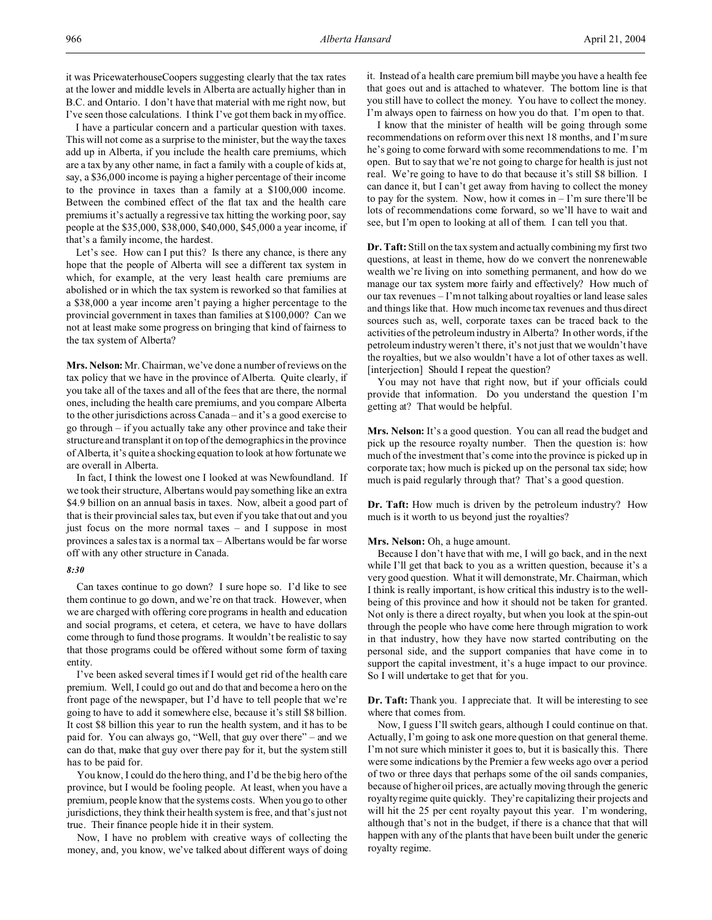it was PricewaterhouseCoopers suggesting clearly that the tax rates at the lower and middle levels in Alberta are actually higher than in B.C. and Ontario. I don't have that material with me right now, but I've seen those calculations. I think I've got them back in my office.

I have a particular concern and a particular question with taxes. This will not come as a surprise to the minister, but the way the taxes add up in Alberta, if you include the health care premiums, which are a tax by any other name, in fact a family with a couple of kids at, say, a $36,000 income is paying a higher percentage of their income to the province in taxes than a family at a $100,000 income. Between the combined effect of the flat tax and the health care premiums it's actually a regressive tax hitting the working poor, say people at the $35,000, $38,000, $40,000, $45,000 a year income, if that's a family income, the hardest.

Let's see. How can I put this? Is there any chance, is there any hope that the people of Alberta will see a different tax system in which, for example, at the very least health care premiums are abolished or in which the tax system is reworked so that families at a $38,000 a year income aren't paying a higher percentage to the provincial government in taxes than families at $100,000? Can we not at least make some progress on bringing that kind of fairness to the tax system of Alberta?

**Mrs. Nelson:** Mr. Chairman, we've done a number of reviews on the tax policy that we have in the province of Alberta. Quite clearly, if you take all of the taxes and all of the fees that are there, the normal ones, including the health care premiums, and you compare Alberta to the other jurisdictions across Canada – and it's a good exercise to go through – if you actually take any other province and take their structure and transplant it on top of the demographics in the province of Alberta, it's quite a shocking equation to look at how fortunate we are overall in Alberta.

In fact, I think the lowest one I looked at was Newfoundland. If we took their structure, Albertans would pay something like an extra $4.9 billion on an annual basis in taxes. Now, albeit a good part of that is their provincial sales tax, but even if you take that out and you just focus on the more normal taxes – and I suppose in most provinces a sales tax is a normal tax – Albertans would be far worse off with any other structure in Canada.

*8:30*

Can taxes continue to go down? I sure hope so. I'd like to see them continue to go down, and we're on that track. However, when we are charged with offering core programs in health and education and social programs, et cetera, et cetera, we have to have dollars come through to fund those programs. It wouldn't be realistic to say that those programs could be offered without some form of taxing entity.

I've been asked several times if I would get rid of the health care premium. Well, I could go out and do that and become a hero on the front page of the newspaper, but I'd have to tell people that we're going to have to add it somewhere else, because it's still $8 billion. It cost $8 billion this year to run the health system, and it has to be paid for. You can always go, "Well, that guy over there" – and we can do that, make that guy over there pay for it, but the system still has to be paid for.

You know, I could do the hero thing, and I'd be the big hero of the province, but I would be fooling people. At least, when you have a premium, people know that the systems costs. When you go to other jurisdictions, they think their health system is free, and that's just not true. Their finance people hide it in their system.

Now, I have no problem with creative ways of collecting the money, and, you know, we've talked about different ways of doing it. Instead of a health care premium bill maybe you have a health fee that goes out and is attached to whatever. The bottom line is that you still have to collect the money. You have to collect the money. I'm always open to fairness on how you do that. I'm open to that.

I know that the minister of health will be going through some recommendations on reform over this next 18 months, and I'm sure he's going to come forward with some recommendations to me. I'm open. But to say that we're not going to charge for health is just not real. We're going to have to do that because it's still $8 billion. I can dance it, but I can't get away from having to collect the money to pay for the system. Now, how it comes in – I'm sure there'll be lots of recommendations come forward, so we'll have to wait and see, but I'm open to looking at all of them. I can tell you that.

**Dr. Taft:** Still on the tax system and actually combining my first two questions, at least in theme, how do we convert the nonrenewable wealth we're living on into something permanent, and how do we manage our tax system more fairly and effectively? How much of our tax revenues – I'm not talking about royalties or land lease sales and things like that. How much income tax revenues and thus direct sources such as, well, corporate taxes can be traced back to the activities of the petroleum industry in Alberta? In other words, if the petroleum industry weren't there, it's not just that we wouldn't have the royalties, but we also wouldn't have a lot of other taxes as well. [interjection] Should I repeat the question?

You may not have that right now, but if your officials could provide that information. Do you understand the question I'm getting at? That would be helpful.

**Mrs. Nelson:** It's a good question. You can all read the budget and pick up the resource royalty number. Then the question is: how much of the investment that's come into the province is picked up in corporate tax; how much is picked up on the personal tax side; how much is paid regularly through that? That's a good question.

**Dr. Taft:** How much is driven by the petroleum industry? How much is it worth to us beyond just the royalties?

**Mrs. Nelson:** Oh, a huge amount.

Because I don't have that with me, I will go back, and in the next while I'll get that back to you as a written question, because it's a very good question. What it will demonstrate, Mr. Chairman, which I think is really important, is how critical this industry is to the well-being of this province and how it should not be taken for granted. Not only is there a direct royalty, but when you look at the spin-out through the people who have come here through migration to work in that industry, how they have now started contributing on the personal side, and the support companies that have come in to support the capital investment, it's a huge impact to our province. So I will undertake to get that for you.

**Dr. Taft:** Thank you. I appreciate that. It will be interesting to see where that comes from.

Now, I guess I'll switch gears, although I could continue on that. Actually, I'm going to ask one more question on that general theme. I'm not sure which minister it goes to, but it is basically this. There were some indications by the Premier a few weeks ago over a period of two or three days that perhaps some of the oil sands companies, because of higher oil prices, are actually moving through the generic royalty regime quite quickly. They're capitalizing their projects and will hit the 25 per cent royalty payout this year. I'm wondering, although that's not in the budget, if there is a chance that that will happen with any of the plants that have been built under the generic royalty regime.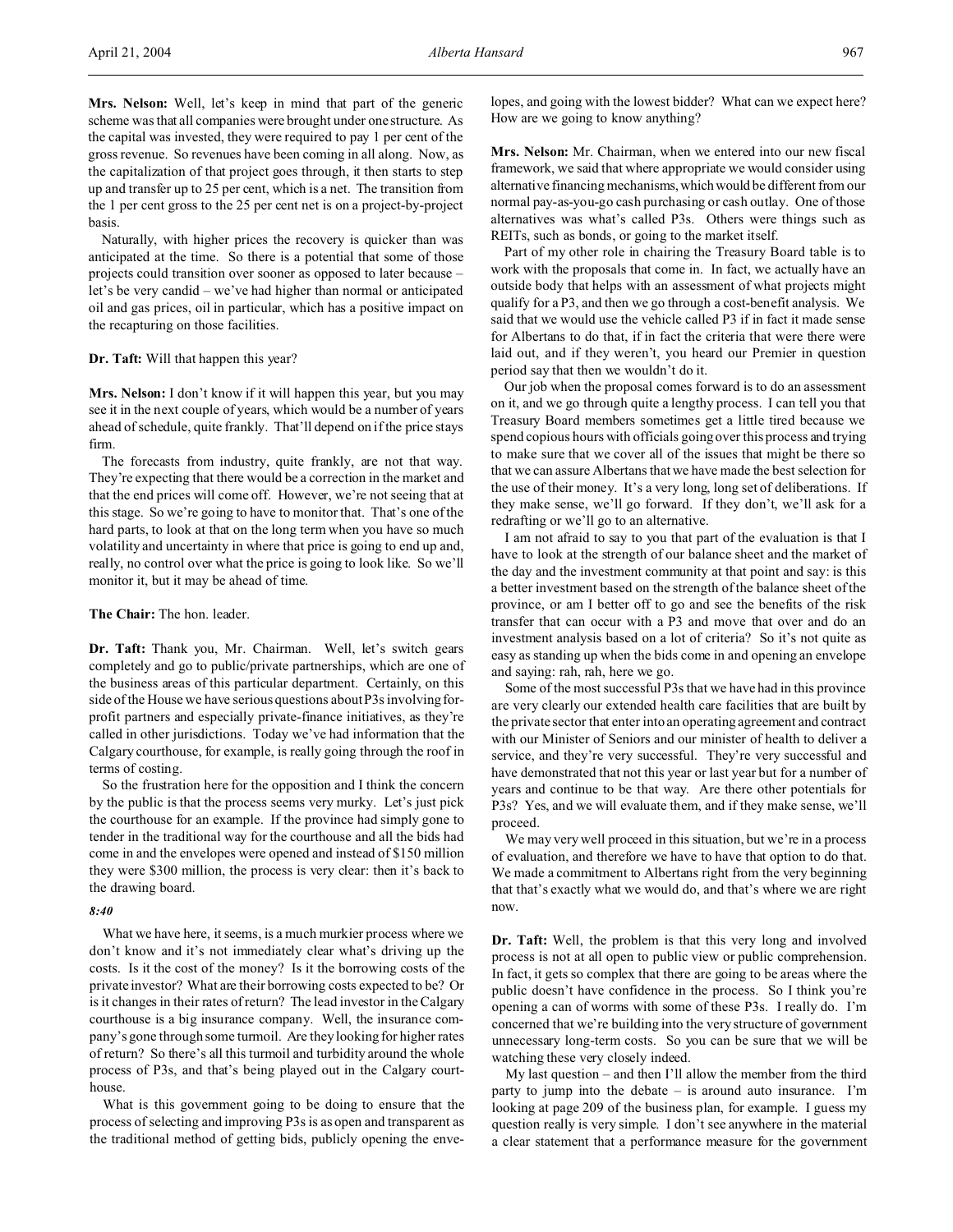**Mrs. Nelson:** Well, let's keep in mind that part of the generic scheme was that all companies were brought under one structure. As the capital was invested, they were required to pay 1 per cent of the gross revenue. So revenues have been coming in all along. Now, as the capitalization of that project goes through, it then starts to step up and transfer up to 25 per cent, which is a net. The transition from the 1 per cent gross to the 25 per cent net is on a project-by-project basis.

Naturally, with higher prices the recovery is quicker than was anticipated at the time. So there is a potential that some of those projects could transition over sooner as opposed to later because – let's be very candid – we've had higher than normal or anticipated oil and gas prices, oil in particular, which has a positive impact on the recapturing on those facilities.

**Dr. Taft:** Will that happen this year?

**Mrs. Nelson:** I don't know if it will happen this year, but you may see it in the next couple of years, which would be a number of years ahead of schedule, quite frankly. That'll depend on if the price stays firm.

The forecasts from industry, quite frankly, are not that way. They're expecting that there would be a correction in the market and that the end prices will come off. However, we're not seeing that at this stage. So we're going to have to monitor that. That's one of the hard parts, to look at that on the long term when you have so much volatility and uncertainty in where that price is going to end up and, really, no control over what the price is going to look like. So we'll monitor it, but it may be ahead of time.

**The Chair:** The hon. leader.

**Dr. Taft:** Thank you, Mr. Chairman. Well, let's switch gears completely and go to public/private partnerships, which are one of the business areas of this particular department. Certainly, on this side of the House we have serious questions about P3s involving for-profit partners and especially private-finance initiatives, as they're called in other jurisdictions. Today we've had information that the Calgary courthouse, for example, is really going through the roof in terms of costing.

So the frustration here for the opposition and I think the concern by the public is that the process seems very murky. Let's just pick the courthouse for an example. If the province had simply gone to tender in the traditional way for the courthouse and all the bids had come in and the envelopes were opened and instead of $150 million they were $300 million, the process is very clear: then it's back to the drawing board.

*8:40*

What we have here, it seems, is a much murkier process where we don't know and it's not immediately clear what's driving up the costs. Is it the cost of the money? Is it the borrowing costs of the private investor? What are their borrowing costs expected to be? Or is it changes in their rates of return? The lead investor in the Calgary courthouse is a big insurance company. Well, the insurance company's gone through some turmoil. Are they looking for higher rates of return? So there's all this turmoil and turbidity around the whole process of P3s, and that's being played out in the Calgary courthouse.

What is this government going to be doing to ensure that the process of selecting and improving P3s is as open and transparent as the traditional method of getting bids, publicly opening the envelopes, and going with the lowest bidder? What can we expect here? How are we going to know anything?

**Mrs. Nelson:** Mr. Chairman, when we entered into our new fiscal framework, we said that where appropriate we would consider using alternative financing mechanisms, which would be different from our normal pay-as-you-go cash purchasing or cash outlay. One of those alternatives was what's called P3s. Others were things such as REITs, such as bonds, or going to the market itself.

Part of my other role in chairing the Treasury Board table is to work with the proposals that come in. In fact, we actually have an outside body that helps with an assessment of what projects might qualify for a P3, and then we go through a cost-benefit analysis. We said that we would use the vehicle called P3 if in fact it made sense for Albertans to do that, if in fact the criteria that were there were laid out, and if they weren't, you heard our Premier in question period say that then we wouldn't do it.

Our job when the proposal comes forward is to do an assessment on it, and we go through quite a lengthy process. I can tell you that Treasury Board members sometimes get a little tired because we spend copious hours with officials going over this process and trying to make sure that we cover all of the issues that might be there so that we can assure Albertans that we have made the best selection for the use of their money. It's a very long, long set of deliberations. If they make sense, we'll go forward. If they don't, we'll ask for a redrafting or we'll go to an alternative.

I am not afraid to say to you that part of the evaluation is that I have to look at the strength of our balance sheet and the market of the day and the investment community at that point and say: is this a better investment based on the strength of the balance sheet of the province, or am I better off to go and see the benefits of the risk transfer that can occur with a P3 and move that over and do an investment analysis based on a lot of criteria? So it's not quite as easy as standing up when the bids come in and opening an envelope and saying: rah, rah, here we go.

Some of the most successful P3s that we have had in this province are very clearly our extended health care facilities that are built by the private sector that enter into an operating agreement and contract with our Minister of Seniors and our minister of health to deliver a service, and they're very successful. They're very successful and have demonstrated that not this year or last year but for a number of years and continue to be that way. Are there other potentials for P3s? Yes, and we will evaluate them, and if they make sense, we'll proceed.

We may very well proceed in this situation, but we're in a process of evaluation, and therefore we have to have that option to do that. We made a commitment to Albertans right from the very beginning that that's exactly what we would do, and that's where we are right now.

**Dr. Taft:** Well, the problem is that this very long and involved process is not at all open to public view or public comprehension. In fact, it gets so complex that there are going to be areas where the public doesn't have confidence in the process. So I think you're opening a can of worms with some of these P3s. I really do. I'm concerned that we're building into the very structure of government unnecessary long-term costs. So you can be sure that we will be watching these very closely indeed.

My last question – and then I'll allow the member from the third party to jump into the debate – is around auto insurance. I'm looking at page 209 of the business plan, for example. I guess my question really is very simple. I don't see anywhere in the material a clear statement that a performance measure for the government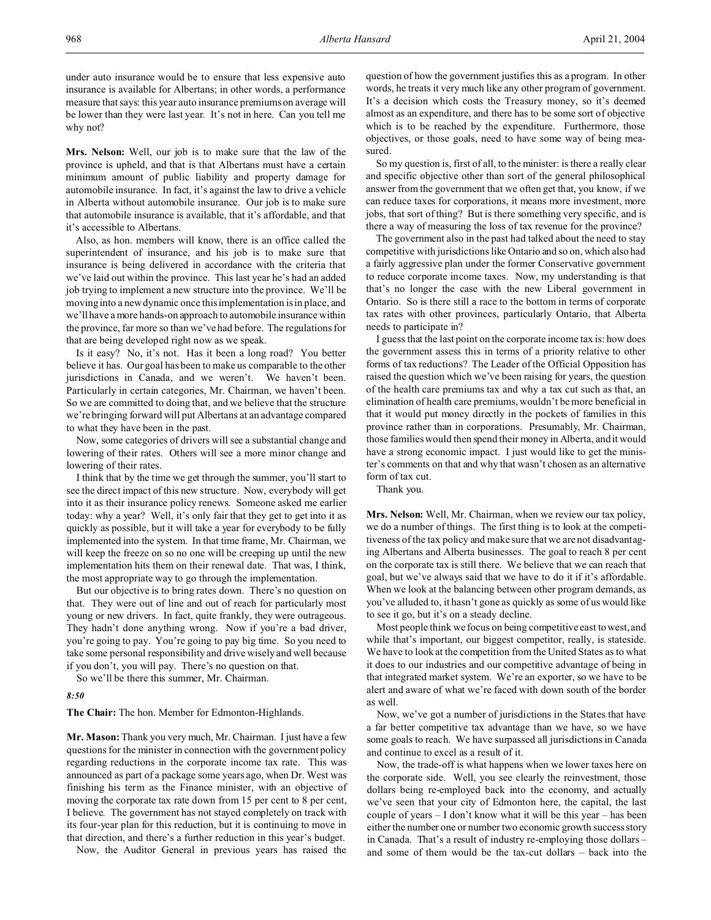under auto insurance would be to ensure that less expensive auto insurance is available for Albertans; in other words, a performance measure that says: this year auto insurance premiums on average will be lower than they were last year. It's not in here. Can you tell me why not?

**Mrs. Nelson:** Well, our job is to make sure that the law of the province is upheld, and that is that Albertans must have a certain minimum amount of public liability and property damage for automobile insurance. In fact, it's against the law to drive a vehicle in Alberta without automobile insurance. Our job is to make sure that automobile insurance is available, that it's affordable, and that it's accessible to Albertans.

Also, as hon. members will know, there is an office called the superintendent of insurance, and his job is to make sure that insurance is being delivered in accordance with the criteria that we've laid out within the province. This last year he's had an added job trying to implement a new structure into the province. We'll be moving into a new dynamic once this implementation is in place, and we'll have a more hands-on approach to automobile insurance within the province, far more so than we've had before. The regulations for that are being developed right now as we speak.

Is it easy? No, it's not. Has it been a long road? You better believe it has. Our goal has been to make us comparable to the other jurisdictions in Canada, and we weren't. We haven't been. Particularly in certain categories, Mr. Chairman, we haven't been. So we are committed to doing that, and we believe that the structure we're bringing forward will put Albertans at an advantage compared to what they have been in the past.

Now, some categories of drivers will see a substantial change and lowering of their rates. Others will see a more minor change and lowering of their rates.

I think that by the time we get through the summer, you'll start to see the direct impact of this new structure. Now, everybody will get into it as their insurance policy renews. Someone asked me earlier today: why a year? Well, it's only fair that they get to get into it as quickly as possible, but it will take a year for everybody to be fully implemented into the system. In that time frame, Mr. Chairman, we will keep the freeze on so no one will be creeping up until the new implementation hits them on their renewal date. That was, I think, the most appropriate way to go through the implementation.

But our objective is to bring rates down. There's no question on that. They were out of line and out of reach for particularly most young or new drivers. In fact, quite frankly, they were outrageous. They hadn't done anything wrong. Now if you're a bad driver, you're going to pay. You're going to pay big time. So you need to take some personal responsibility and drive wisely and well because if you don't, you will pay. There's no question on that.

So we'll be there this summer, Mr. Chairman.

*8:50*

**The Chair:** The hon. Member for Edmonton-Highlands.

**Mr. Mason:** Thank you very much, Mr. Chairman. I just have a few questions for the minister in connection with the government policy regarding reductions in the corporate income tax rate. This was announced as part of a package some years ago, when Dr. West was finishing his term as the Finance minister, with an objective of moving the corporate tax rate down from 15 per cent to 8 per cent, I believe. The government has not stayed completely on track with its four-year plan for this reduction, but it is continuing to move in that direction, and there's a further reduction in this year's budget.

Now, the Auditor General in previous years has raised the question of how the government justifies this as a program. In other words, he treats it very much like any other program of government. It's a decision which costs the Treasury money, so it's deemed almost as an expenditure, and there has to be some sort of objective which is to be reached by the expenditure. Furthermore, those objectives, or those goals, need to have some way of being measured.

So my question is, first of all, to the minister: is there a really clear and specific objective other than sort of the general philosophical answer from the government that we often get that, you know, if we can reduce taxes for corporations, it means more investment, more jobs, that sort of thing? But is there something very specific, and is there a way of measuring the loss of tax revenue for the province?

The government also in the past had talked about the need to stay competitive with jurisdictions like Ontario and so on, which also had a fairly aggressive plan under the former Conservative government to reduce corporate income taxes. Now, my understanding is that that's no longer the case with the new Liberal government in Ontario. So is there still a race to the bottom in terms of corporate tax rates with other provinces, particularly Ontario, that Alberta needs to participate in?

I guess that the last point on the corporate income tax is: how does the government assess this in terms of a priority relative to other forms of tax reductions? The Leader of the Official Opposition has raised the question which we've been raising for years, the question of the health care premiums tax and why a tax cut such as that, an elimination of health care premiums, wouldn't be more beneficial in that it would put money directly in the pockets of families in this province rather than in corporations. Presumably, Mr. Chairman, those families would then spend their money in Alberta, and it would have a strong economic impact. I just would like to get the minister's comments on that and why that wasn't chosen as an alternative form of tax cut.

Thank you.

**Mrs. Nelson:** Well, Mr. Chairman, when we review our tax policy, we do a number of things. The first thing is to look at the competitiveness of the tax policy and make sure that we are not disadvantaging Albertans and Alberta businesses. The goal to reach 8 per cent on the corporate tax is still there. We believe that we can reach that goal, but we've always said that we have to do it if it's affordable. When we look at the balancing between other program demands, as you've alluded to, it hasn't gone as quickly as some of us would like to see it go, but it's on a steady decline.

Most people think we focus on being competitive east to west, and while that's important, our biggest competitor, really, is stateside. We have to look at the competition from the United States as to what it does to our industries and our competitive advantage of being in that integrated market system. We're an exporter, so we have to be alert and aware of what we're faced with down south of the border as well.

Now, we've got a number of jurisdictions in the States that have a far better competitive tax advantage than we have, so we have some goals to reach. We have surpassed all jurisdictions in Canada and continue to excel as a result of it.

Now, the trade-off is what happens when we lower taxes here on the corporate side. Well, you see clearly the reinvestment, those dollars being re-employed back into the economy, and actually we've seen that your city of Edmonton here, the capital, the last couple of years – I don't know what it will be this year – has been either the number one or number two economic growth success story in Canada. That's a result of industry re-employing those dollars – and some of them would be the tax-cut dollars – back into the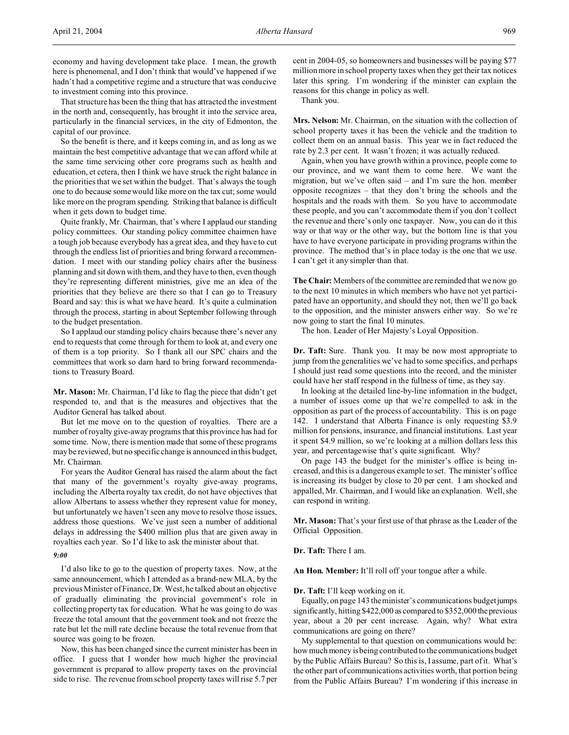economy and having development take place. I mean, the growth here is phenomenal, and I don't think that would've happened if we hadn't had a competitive regime and a structure that was conducive to investment coming into this province.

That structure has been the thing that has attracted the investment in the north and, consequently, has brought it into the service area, particularly in the financial services, in the city of Edmonton, the capital of our province.

So the benefit is there, and it keeps coming in, and as long as we maintain the best competitive advantage that we can afford while at the same time servicing other core programs such as health and education, et cetera, then I think we have struck the right balance in the priorities that we set within the budget. That's always the tough one to do because some would like more on the tax cut; some would like more on the program spending. Striking that balance is difficult when it gets down to budget time.

Quite frankly, Mr. Chairman, that's where I applaud our standing policy committees. Our standing policy committee chairmen have a tough job because everybody has a great idea, and they have to cut through the endless list of priorities and bring forward a recommendation. I meet with our standing policy chairs after the business planning and sit down with them, and they have to then, even though they're representing different ministries, give me an idea of the priorities that they believe are there so that I can go to Treasury Board and say: this is what we have heard. It's quite a culmination through the process, starting in about September following through to the budget presentation.

So I applaud our standing policy chairs because there's never any end to requests that come through for them to look at, and every one of them is a top priority. So I thank all our SPC chairs and the committees that work so darn hard to bring forward recommendations to Treasury Board.

**Mr. Mason:** Mr. Chairman, I'd like to flag the piece that didn't get responded to, and that is the measures and objectives that the Auditor General has talked about.

But let me move on to the question of royalties. There are a number of royalty give-away programs that this province has had for some time. Now, there is mention made that some of these programs may be reviewed, but no specific change is announced in this budget, Mr. Chairman.

For years the Auditor General has raised the alarm about the fact that many of the government's royalty give-away programs, including the Alberta royalty tax credit, do not have objectives that allow Albertans to assess whether they represent value for money, but unfortunately we haven't seen any move to resolve those issues, address those questions. We've just seen a number of additional delays in addressing the $400 million plus that are given away in royalties each year. So I'd like to ask the minister about that.

*9:00*

I'd also like to go to the question of property taxes. Now, at the same announcement, which I attended as a brand-new MLA, by the previous Minister of Finance, Dr. West, he talked about an objective of gradually eliminating the provincial government's role in collecting property tax for education. What he was going to do was freeze the total amount that the government took and not freeze the rate but let the mill rate decline because the total revenue from that source was going to be frozen.

Now, this has been changed since the current minister has been in office. I guess that I wonder how much higher the provincial government is prepared to allow property taxes on the provincial side to rise. The revenue from school property taxes will rise 5.7 per cent in 2004-05, so homeowners and businesses will be paying $77 million more in school property taxes when they get their tax notices later this spring. I'm wondering if the minister can explain the reasons for this change in policy as well.

Thank you.

**Mrs. Nelson:** Mr. Chairman, on the situation with the collection of school property taxes it has been the vehicle and the tradition to collect them on an annual basis. This year we in fact reduced the rate by 2.3 per cent. It wasn't frozen; it was actually reduced.

Again, when you have growth within a province, people come to our province, and we want them to come here. We want the migration, but we've often said – and I'm sure the hon. member opposite recognizes – that they don't bring the schools and the hospitals and the roads with them. So you have to accommodate these people, and you can't accommodate them if you don't collect the revenue and there's only one taxpayer. Now, you can do it this way or that way or the other way, but the bottom line is that you have to have everyone participate in providing programs within the province. The method that's in place today is the one that we use. I can't get it any simpler than that.

**The Chair:** Members of the committee are reminded that we now go to the next 10 minutes in which members who have not yet participated have an opportunity, and should they not, then we'll go back to the opposition, and the minister answers either way. So we're now going to start the final 10 minutes.

The hon. Leader of Her Majesty's Loyal Opposition.

**Dr. Taft:** Sure. Thank you. It may be now most appropriate to jump from the generalities we've had to some specifics, and perhaps I should just read some questions into the record, and the minister could have her staff respond in the fullness of time, as they say.

In looking at the detailed line-by-line information in the budget, a number of issues come up that we're compelled to ask in the opposition as part of the process of accountability. This is on page 142. I understand that Alberta Finance is only requesting $3.9 million for pensions, insurance, and financial institutions. Last year it spent $4.9 million, so we're looking at a million dollars less this year, and percentagewise that's quite significant. Why?

On page 143 the budget for the minister's office is being increased, and this is a dangerous example to set. The minister's office is increasing its budget by close to 20 per cent. I am shocked and appalled, Mr. Chairman, and I would like an explanation. Well, she can respond in writing.

**Mr. Mason:** That's your first use of that phrase as the Leader of the Official Opposition.

**Dr. Taft:** There I am.

**An Hon. Member:** It'll roll off your tongue after a while.

**Dr. Taft:** I'll keep working on it.

Equally, on page 143 the minister's communications budget jumps significantly, hitting $422,000 as compared to $352,000 the previous year, about a 20 per cent increase. Again, why? What extra communications are going on there?

My supplemental to that question on communications would be: how much money is being contributed to the communications budget by the Public Affairs Bureau? So this is, I assume, part of it. What's the other part of communications activities worth, that portion being from the Public Affairs Bureau? I'm wondering if this increase in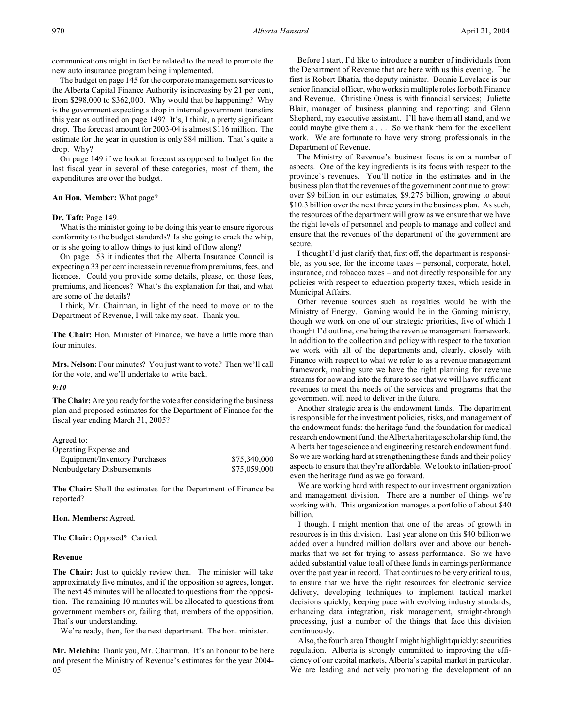communications might in fact be related to the need to promote the new auto insurance program being implemented.

The budget on page 145 for the corporate management services to the Alberta Capital Finance Authority is increasing by 21 per cent, from $298,000 to $362,000. Why would that be happening? Why is the government expecting a drop in internal government transfers this year as outlined on page 149? It's, I think, a pretty significant drop. The forecast amount for 2003-04 is almost $116 million. The estimate for the year in question is only $84 million. That's quite a drop. Why?

On page 149 if we look at forecast as opposed to budget for the last fiscal year in several of these categories, most of them, the expenditures are over the budget.

**An Hon. Member:** What page?

**Dr. Taft:** Page 149.

What is the minister going to be doing this year to ensure rigorous conformity to the budget standards? Is she going to crack the whip, or is she going to allow things to just kind of flow along?

On page 153 it indicates that the Alberta Insurance Council is expecting a 33 per cent increase in revenue from premiums, fees, and licences. Could you provide some details, please, on those fees, premiums, and licences? What's the explanation for that, and what are some of the details?

I think, Mr. Chairman, in light of the need to move on to the Department of Revenue, I will take my seat. Thank you.

**The Chair:** Hon. Minister of Finance, we have a little more than four minutes.

**Mrs. Nelson:** Four minutes? You just want to vote? Then we'll call for the vote, and we'll undertake to write back.

*9:10*

**The Chair:** Are you ready for the vote after considering the business plan and proposed estimates for the Department of Finance for the fiscal year ending March 31, 2005?

Agreed to:

| | |
|---|---|
| Operating Expense and Equipment/Inventory Purchases | $75,340,000 |
| Nonbudgetary Disbursements | $75,059,000 |

**The Chair:** Shall the estimates for the Department of Finance be reported?

**Hon. Members:** Agreed.

**The Chair:** Opposed? Carried.

### Revenue

**The Chair:** Just to quickly review then. The minister will take approximately five minutes, and if the opposition so agrees, longer. The next 45 minutes will be allocated to questions from the opposition. The remaining 10 minutes will be allocated to questions from government members or, failing that, members of the opposition. That's our understanding.

We're ready, then, for the next department. The hon. minister.

**Mr. Melchin:** Thank you, Mr. Chairman. It's an honour to be here and present the Ministry of Revenue's estimates for the year 2004-05.

Before I start, I'd like to introduce a number of individuals from the Department of Revenue that are here with us this evening. The first is Robert Bhatia, the deputy minister. Bonnie Lovelace is our senior financial officer, who works in multiple roles for both Finance and Revenue. Christine Oness is with financial services; Juliette Blair, manager of business planning and reporting; and Glenn Shepherd, my executive assistant. I'll have them all stand, and we could maybe give them a . . . So we thank them for the excellent work. We are fortunate to have very strong professionals in the Department of Revenue.

The Ministry of Revenue's business focus is on a number of aspects. One of the key ingredients is its focus with respect to the province's revenues. You'll notice in the estimates and in the business plan that the revenues of the government continue to grow: over $9 billion in our estimates, $9.275 billion, growing to about $10.3 billion over the next three years in the business plan. As such, the resources of the department will grow as we ensure that we have the right levels of personnel and people to manage and collect and ensure that the revenues of the department of the government are secure.

I thought I'd just clarify that, first off, the department is responsible, as you see, for the income taxes – personal, corporate, hotel, insurance, and tobacco taxes – and not directly responsible for any policies with respect to education property taxes, which reside in Municipal Affairs.

Other revenue sources such as royalties would be with the Ministry of Energy. Gaming would be in the Gaming ministry, though we work on one of our strategic priorities, five of which I thought I'd outline, one being the revenue management framework. In addition to the collection and policy with respect to the taxation we work with all of the departments and, clearly, closely with Finance with respect to what we refer to as a revenue management framework, making sure we have the right planning for revenue streams for now and into the future to see that we will have sufficient revenues to meet the needs of the services and programs that the government will need to deliver in the future.

Another strategic area is the endowment funds. The department is responsible for the investment policies, risks, and management of the endowment funds: the heritage fund, the foundation for medical research endowment fund, the Alberta heritage scholarship fund, the Alberta heritage science and engineering research endowment fund. So we are working hard at strengthening these funds and their policy aspects to ensure that they're affordable. We look to inflation-proof even the heritage fund as we go forward.

We are working hard with respect to our investment organization and management division. There are a number of things we're working with. This organization manages a portfolio of about $40 billion.

I thought I might mention that one of the areas of growth in resources is in this division. Last year alone on this $40 billion we added over a hundred million dollars over and above our benchmarks that we set for trying to assess performance. So we have added substantial value to all of these funds in earnings performance over the past year in record. That continues to be very critical to us, to ensure that we have the right resources for electronic service delivery, developing techniques to implement tactical market decisions quickly, keeping pace with evolving industry standards, enhancing data integration, risk management, straight-through processing, just a number of the things that face this division continuously.

Also, the fourth area I thought I might highlight quickly: securities regulation. Alberta is strongly committed to improving the efficiency of our capital markets, Alberta's capital market in particular. We are leading and actively promoting the development of an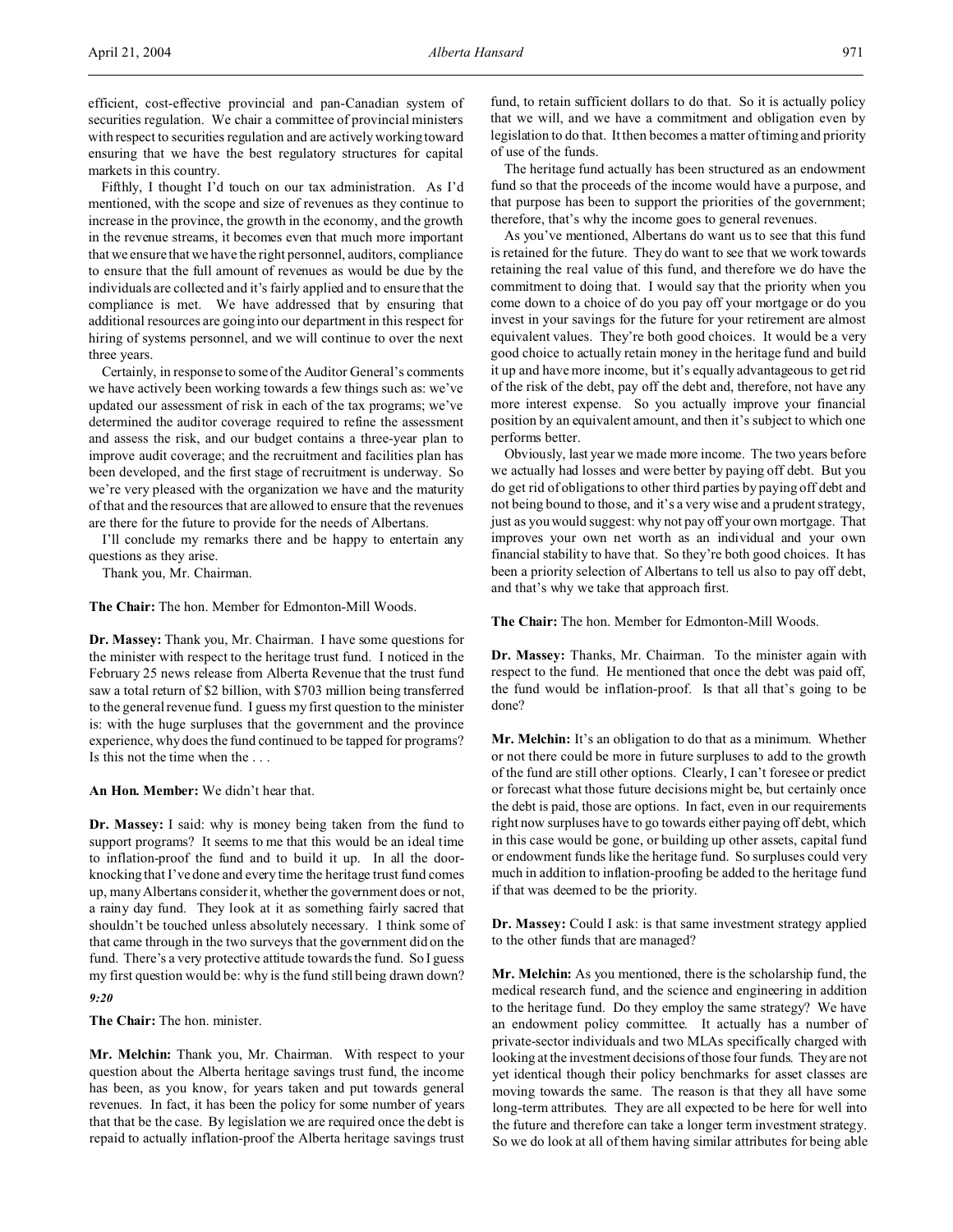efficient, cost-effective provincial and pan-Canadian system of securities regulation. We chair a committee of provincial ministers with respect to securities regulation and are actively working toward ensuring that we have the best regulatory structures for capital markets in this country.

Fifthly, I thought I'd touch on our tax administration. As I'd mentioned, with the scope and size of revenues as they continue to increase in the province, the growth in the economy, and the growth in the revenue streams, it becomes even that much more important that we ensure that we have the right personnel, auditors, compliance to ensure that the full amount of revenues as would be due by the individuals are collected and it's fairly applied and to ensure that the compliance is met. We have addressed that by ensuring that additional resources are going into our department in this respect for hiring of systems personnel, and we will continue to over the next three years.

Certainly, in response to some of the Auditor General's comments we have actively been working towards a few things such as: we've updated our assessment of risk in each of the tax programs; we've determined the auditor coverage required to refine the assessment and assess the risk, and our budget contains a three-year plan to improve audit coverage; and the recruitment and facilities plan has been developed, and the first stage of recruitment is underway. So we're very pleased with the organization we have and the maturity of that and the resources that are allowed to ensure that the revenues are there for the future to provide for the needs of Albertans.

I'll conclude my remarks there and be happy to entertain any questions as they arise.

Thank you, Mr. Chairman.

**The Chair:** The hon. Member for Edmonton-Mill Woods.

**Dr. Massey:** Thank you, Mr. Chairman. I have some questions for the minister with respect to the heritage trust fund. I noticed in the February 25 news release from Alberta Revenue that the trust fund saw a total return of $2 billion, with $703 million being transferred to the general revenue fund. I guess my first question to the minister is: with the huge surpluses that the government and the province experience, why does the fund continued to be tapped for programs? Is this not the time when the . . .

**An Hon. Member:** We didn't hear that.

**Dr. Massey:** I said: why is money being taken from the fund to support programs? It seems to me that this would be an ideal time to inflation-proof the fund and to build it up. In all the door-knocking that I've done and every time the heritage trust fund comes up, many Albertans consider it, whether the government does or not, a rainy day fund. They look at it as something fairly sacred that shouldn't be touched unless absolutely necessary. I think some of that came through in the two surveys that the government did on the fund. There's a very protective attitude towards the fund. So I guess my first question would be: why is the fund still being drawn down?

*9:20*

**The Chair:** The hon. minister.

**Mr. Melchin:** Thank you, Mr. Chairman. With respect to your question about the Alberta heritage savings trust fund, the income has been, as you know, for years taken and put towards general revenues. In fact, it has been the policy for some number of years that that be the case. By legislation we are required once the debt is repaid to actually inflation-proof the Alberta heritage savings trust fund, to retain sufficient dollars to do that. So it is actually policy that we will, and we have a commitment and obligation even by legislation to do that. It then becomes a matter of timing and priority of use of the funds.

The heritage fund actually has been structured as an endowment fund so that the proceeds of the income would have a purpose, and that purpose has been to support the priorities of the government; therefore, that's why the income goes to general revenues.

As you've mentioned, Albertans do want us to see that this fund is retained for the future. They do want to see that we work towards retaining the real value of this fund, and therefore we do have the commitment to doing that. I would say that the priority when you come down to a choice of do you pay off your mortgage or do you invest in your savings for the future for your retirement are almost equivalent values. They're both good choices. It would be a very good choice to actually retain money in the heritage fund and build it up and have more income, but it's equally advantageous to get rid of the risk of the debt, pay off the debt and, therefore, not have any more interest expense. So you actually improve your financial position by an equivalent amount, and then it's subject to which one performs better.

Obviously, last year we made more income. The two years before we actually had losses and were better by paying off debt. But you do get rid of obligations to other third parties by paying off debt and not being bound to those, and it's a very wise and a prudent strategy, just as you would suggest: why not pay off your own mortgage. That improves your own net worth as an individual and your own financial stability to have that. So they're both good choices. It has been a priority selection of Albertans to tell us also to pay off debt, and that's why we take that approach first.

**The Chair:** The hon. Member for Edmonton-Mill Woods.

**Dr. Massey:** Thanks, Mr. Chairman. To the minister again with respect to the fund. He mentioned that once the debt was paid off, the fund would be inflation-proof. Is that all that's going to be done?

**Mr. Melchin:** It's an obligation to do that as a minimum. Whether or not there could be more in future surpluses to add to the growth of the fund are still other options. Clearly, I can't foresee or predict or forecast what those future decisions might be, but certainly once the debt is paid, those are options. In fact, even in our requirements right now surpluses have to go towards either paying off debt, which in this case would be gone, or building up other assets, capital fund or endowment funds like the heritage fund. So surpluses could very much in addition to inflation-proofing be added to the heritage fund if that was deemed to be the priority.

**Dr. Massey:** Could I ask: is that same investment strategy applied to the other funds that are managed?

**Mr. Melchin:** As you mentioned, there is the scholarship fund, the medical research fund, and the science and engineering in addition to the heritage fund. Do they employ the same strategy? We have an endowment policy committee. It actually has a number of private-sector individuals and two MLAs specifically charged with looking at the investment decisions of those four funds. They are not yet identical though their policy benchmarks for asset classes are moving towards the same. The reason is that they all have some long-term attributes. They are all expected to be here for well into the future and therefore can take a longer term investment strategy. So we do look at all of them having similar attributes for being able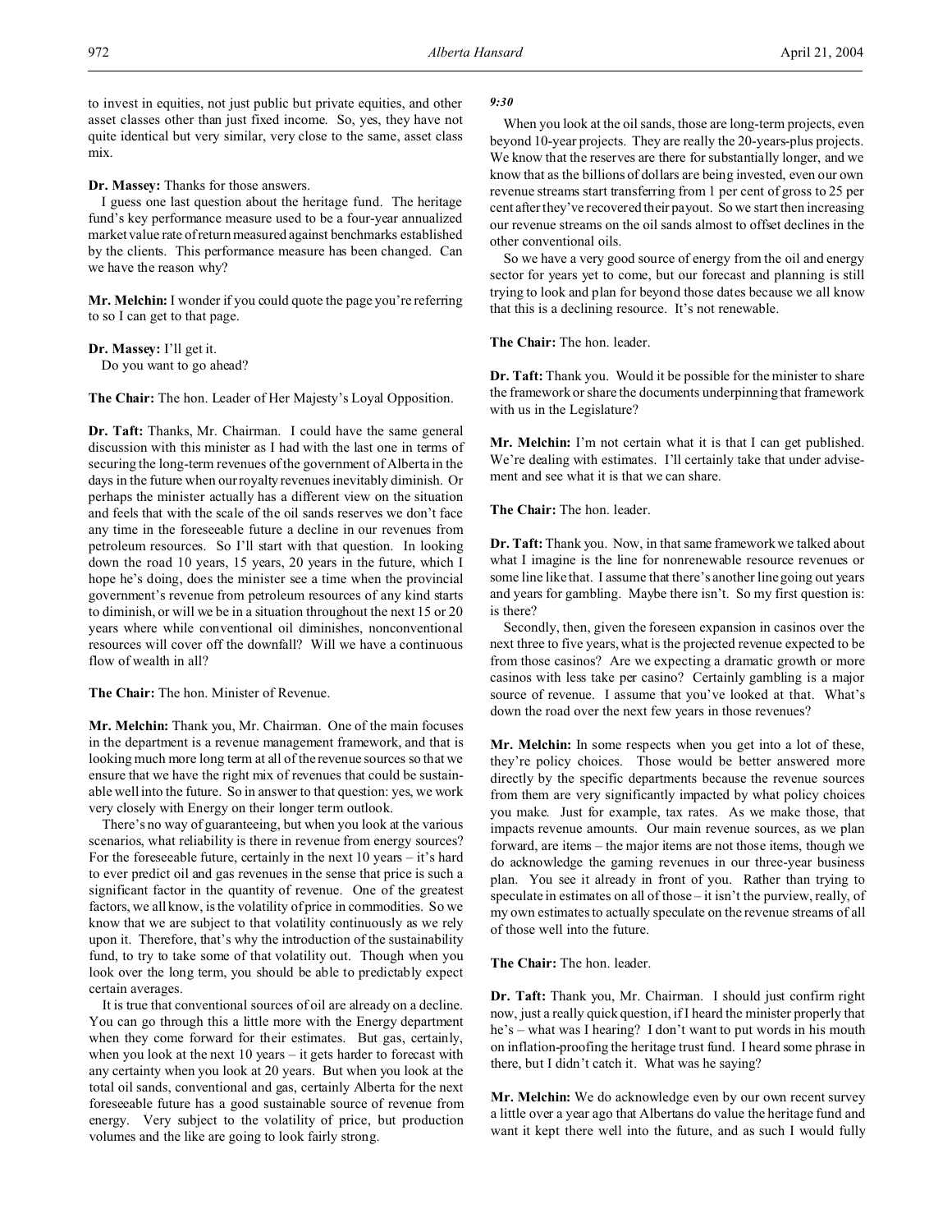to invest in equities, not just public but private equities, and other asset classes other than just fixed income. So, yes, they have not quite identical but very similar, very close to the same, asset class mix.

**Dr. Massey:** Thanks for those answers.

I guess one last question about the heritage fund. The heritage fund's key performance measure used to be a four-year annualized market value rate of return measured against benchmarks established by the clients. This performance measure has been changed. Can we have the reason why?

**Mr. Melchin:** I wonder if you could quote the page you're referring to so I can get to that page.

**Dr. Massey:** I'll get it.

Do you want to go ahead?

**The Chair:** The hon. Leader of Her Majesty's Loyal Opposition.

**Dr. Taft:** Thanks, Mr. Chairman. I could have the same general discussion with this minister as I had with the last one in terms of securing the long-term revenues of the government of Alberta in the days in the future when our royalty revenues inevitably diminish. Or perhaps the minister actually has a different view on the situation and feels that with the scale of the oil sands reserves we don't face any time in the foreseeable future a decline in our revenues from petroleum resources. So I'll start with that question. In looking down the road 10 years, 15 years, 20 years in the future, which I hope he's doing, does the minister see a time when the provincial government's revenue from petroleum resources of any kind starts to diminish, or will we be in a situation throughout the next 15 or 20 years where while conventional oil diminishes, nonconventional resources will cover off the downfall? Will we have a continuous flow of wealth in all?

**The Chair:** The hon. Minister of Revenue.

**Mr. Melchin:** Thank you, Mr. Chairman. One of the main focuses in the department is a revenue management framework, and that is looking much more long term at all of the revenue sources so that we ensure that we have the right mix of revenues that could be sustainable well into the future. So in answer to that question: yes, we work very closely with Energy on their longer term outlook.

There's no way of guaranteeing, but when you look at the various scenarios, what reliability is there in revenue from energy sources? For the foreseeable future, certainly in the next 10 years – it's hard to ever predict oil and gas revenues in the sense that price is such a significant factor in the quantity of revenue. One of the greatest factors, we all know, is the volatility of price in commodities. So we know that we are subject to that volatility continuously as we rely upon it. Therefore, that's why the introduction of the sustainability fund, to try to take some of that volatility out. Though when you look over the long term, you should be able to predictably expect certain averages.

It is true that conventional sources of oil are already on a decline. You can go through this a little more with the Energy department when they come forward for their estimates. But gas, certainly, when you look at the next 10 years – it gets harder to forecast with any certainty when you look at 20 years. But when you look at the total oil sands, conventional and gas, certainly Alberta for the next foreseeable future has a good sustainable source of revenue from energy. Very subject to the volatility of price, but production volumes and the like are going to look fairly strong.

*9:30*

When you look at the oil sands, those are long-term projects, even beyond 10-year projects. They are really the 20-years-plus projects. We know that the reserves are there for substantially longer, and we know that as the billions of dollars are being invested, even our own revenue streams start transferring from 1 per cent of gross to 25 per cent after they've recovered their payout. So we start then increasing our revenue streams on the oil sands almost to offset declines in the other conventional oils.

So we have a very good source of energy from the oil and energy sector for years yet to come, but our forecast and planning is still trying to look and plan for beyond those dates because we all know that this is a declining resource. It's not renewable.

**The Chair:** The hon. leader.

**Dr. Taft:** Thank you. Would it be possible for the minister to share the framework or share the documents underpinning that framework with us in the Legislature?

**Mr. Melchin:** I'm not certain what it is that I can get published. We're dealing with estimates. I'll certainly take that under advisement and see what it is that we can share.

**The Chair:** The hon. leader.

**Dr. Taft:** Thank you. Now, in that same framework we talked about what I imagine is the line for nonrenewable resource revenues or some line like that. I assume that there's another line going out years and years for gambling. Maybe there isn't. So my first question is: is there?

Secondly, then, given the foreseen expansion in casinos over the next three to five years, what is the projected revenue expected to be from those casinos? Are we expecting a dramatic growth or more casinos with less take per casino? Certainly gambling is a major source of revenue. I assume that you've looked at that. What's down the road over the next few years in those revenues?

**Mr. Melchin:** In some respects when you get into a lot of these, they're policy choices. Those would be better answered more directly by the specific departments because the revenue sources from them are very significantly impacted by what policy choices you make. Just for example, tax rates. As we make those, that impacts revenue amounts. Our main revenue sources, as we plan forward, are items – the major items are not those items, though we do acknowledge the gaming revenues in our three-year business plan. You see it already in front of you. Rather than trying to speculate in estimates on all of those – it isn't the purview, really, of my own estimates to actually speculate on the revenue streams of all of those well into the future.

**The Chair:** The hon. leader.

**Dr. Taft:** Thank you, Mr. Chairman. I should just confirm right now, just a really quick question, if I heard the minister properly that he's – what was I hearing? I don't want to put words in his mouth on inflation-proofing the heritage trust fund. I heard some phrase in there, but I didn't catch it. What was he saying?

**Mr. Melchin:** We do acknowledge even by our own recent survey a little over a year ago that Albertans do value the heritage fund and want it kept there well into the future, and as such I would fully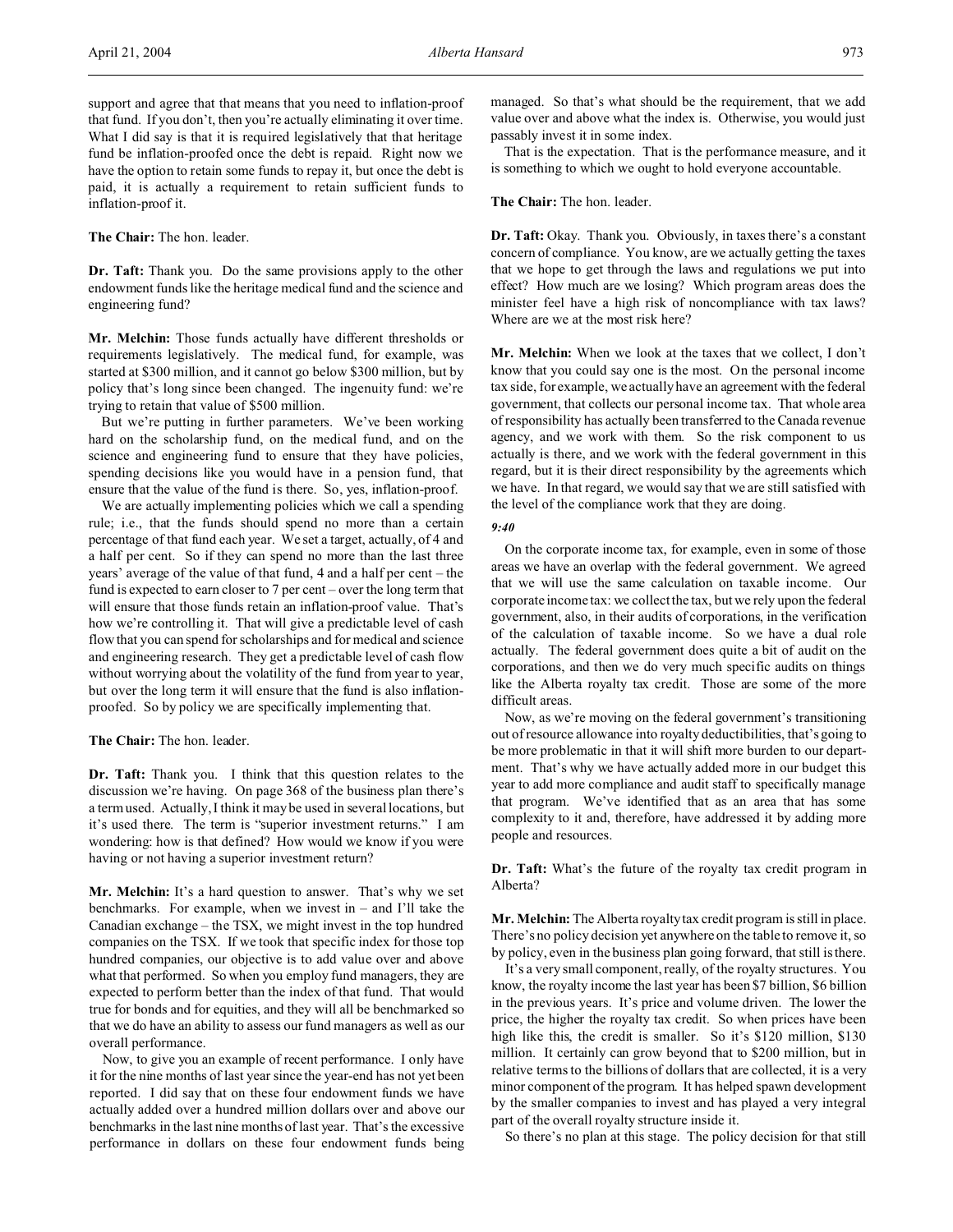support and agree that that means that you need to inflation-proof that fund. If you don't, then you're actually eliminating it over time. What I did say is that it is required legislatively that that heritage fund be inflation-proofed once the debt is repaid. Right now we have the option to retain some funds to repay it, but once the debt is paid, it is actually a requirement to retain sufficient funds to inflation-proof it.

**The Chair:** The hon. leader.

**Dr. Taft:** Thank you. Do the same provisions apply to the other endowment funds like the heritage medical fund and the science and engineering fund?

**Mr. Melchin:** Those funds actually have different thresholds or requirements legislatively. The medical fund, for example, was started at $300 million, and it cannot go below $300 million, but by policy that's long since been changed. The ingenuity fund: we're trying to retain that value of $500 million.

But we're putting in further parameters. We've been working hard on the scholarship fund, on the medical fund, and on the science and engineering fund to ensure that they have policies, spending decisions like you would have in a pension fund, that ensure that the value of the fund is there. So, yes, inflation-proof.

We are actually implementing policies which we call a spending rule; i.e., that the funds should spend no more than a certain percentage of that fund each year. We set a target, actually, of 4 and a half per cent. So if they can spend no more than the last three years' average of the value of that fund, 4 and a half per cent – the fund is expected to earn closer to 7 per cent – over the long term that will ensure that those funds retain an inflation-proof value. That's how we're controlling it. That will give a predictable level of cash flow that you can spend for scholarships and for medical and science and engineering research. They get a predictable level of cash flow without worrying about the volatility of the fund from year to year, but over the long term it will ensure that the fund is also inflation-proofed. So by policy we are specifically implementing that.

**The Chair:** The hon. leader.

**Dr. Taft:** Thank you. I think that this question relates to the discussion we're having. On page 368 of the business plan there's a term used. Actually, I think it may be used in several locations, but it's used there. The term is "superior investment returns." I am wondering: how is that defined? How would we know if you were having or not having a superior investment return?

**Mr. Melchin:** It's a hard question to answer. That's why we set benchmarks. For example, when we invest in – and I'll take the Canadian exchange – the TSX, we might invest in the top hundred companies on the TSX. If we took that specific index for those top hundred companies, our objective is to add value over and above what that performed. So when you employ fund managers, they are expected to perform better than the index of that fund. That would true for bonds and for equities, and they will all be benchmarked so that we do have an ability to assess our fund managers as well as our overall performance.

Now, to give you an example of recent performance. I only have it for the nine months of last year since the year-end has not yet been reported. I did say that on these four endowment funds we have actually added over a hundred million dollars over and above our benchmarks in the last nine months of last year. That's the excessive performance in dollars on these four endowment funds being managed. So that's what should be the requirement, that we add value over and above what the index is. Otherwise, you would just passably invest it in some index.

That is the expectation. That is the performance measure, and it is something to which we ought to hold everyone accountable.

**The Chair:** The hon. leader.

**Dr. Taft:** Okay. Thank you. Obviously, in taxes there's a constant concern of compliance. You know, are we actually getting the taxes that we hope to get through the laws and regulations we put into effect? How much are we losing? Which program areas does the minister feel have a high risk of noncompliance with tax laws? Where are we at the most risk here?

**Mr. Melchin:** When we look at the taxes that we collect, I don't know that you could say one is the most. On the personal income tax side, for example, we actually have an agreement with the federal government, that collects our personal income tax. That whole area of responsibility has actually been transferred to the Canada revenue agency, and we work with them. So the risk component to us actually is there, and we work with the federal government in this regard, but it is their direct responsibility by the agreements which we have. In that regard, we would say that we are still satisfied with the level of the compliance work that they are doing.

*9:40*

On the corporate income tax, for example, even in some of those areas we have an overlap with the federal government. We agreed that we will use the same calculation on taxable income. Our corporate income tax: we collect the tax, but we rely upon the federal government, also, in their audits of corporations, in the verification of the calculation of taxable income. So we have a dual role actually. The federal government does quite a bit of audit on the corporations, and then we do very much specific audits on things like the Alberta royalty tax credit. Those are some of the more difficult areas.

Now, as we're moving on the federal government's transitioning out of resource allowance into royalty deductibilities, that's going to be more problematic in that it will shift more burden to our department. That's why we have actually added more in our budget this year to add more compliance and audit staff to specifically manage that program. We've identified that as an area that has some complexity to it and, therefore, have addressed it by adding more people and resources.

**Dr. Taft:** What's the future of the royalty tax credit program in Alberta?

**Mr. Melchin:** The Alberta royalty tax credit program is still in place. There's no policy decision yet anywhere on the table to remove it, so by policy, even in the business plan going forward, that still is there.

It's a very small component, really, of the royalty structures. You know, the royalty income the last year has been $7 billion, $6 billion in the previous years. It's price and volume driven. The lower the price, the higher the royalty tax credit. So when prices have been high like this, the credit is smaller. So it's $120 million, $130 million. It certainly can grow beyond that to $200 million, but in relative terms to the billions of dollars that are collected, it is a very minor component of the program. It has helped spawn development by the smaller companies to invest and has played a very integral part of the overall royalty structure inside it.

So there's no plan at this stage. The policy decision for that still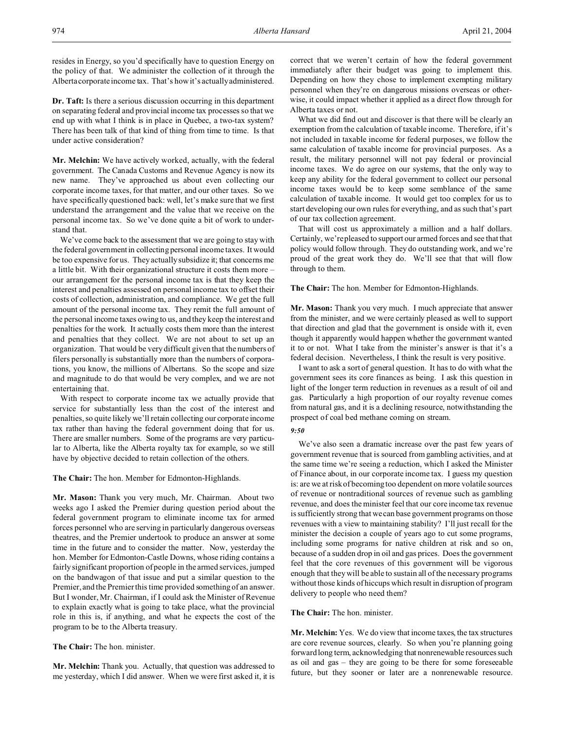resides in Energy, so you'd specifically have to question Energy on the policy of that. We administer the collection of it through the Alberta corporate income tax. That's how it's actually administered.

**Dr. Taft:** Is there a serious discussion occurring in this department on separating federal and provincial income tax processes so that we end up with what I think is in place in Quebec, a two-tax system? There has been talk of that kind of thing from time to time. Is that under active consideration?

**Mr. Melchin:** We have actively worked, actually, with the federal government. The Canada Customs and Revenue Agency is now its new name. They've approached us about even collecting our corporate income taxes, for that matter, and our other taxes. So we have specifically questioned back: well, let's make sure that we first understand the arrangement and the value that we receive on the personal income tax. So we've done quite a bit of work to understand that.

We've come back to the assessment that we are going to stay with the federal government in collecting personal income taxes. It would be too expensive for us. They actually subsidize it; that concerns me a little bit. With their organizational structure it costs them more – our arrangement for the personal income tax is that they keep the interest and penalties assessed on personal income tax to offset their costs of collection, administration, and compliance. We get the full amount of the personal income tax. They remit the full amount of the personal income taxes owing to us, and they keep the interest and penalties for the work. It actually costs them more than the interest and penalties that they collect. We are not about to set up an organization. That would be very difficult given that the numbers of filers personally is substantially more than the numbers of corporations, you know, the millions of Albertans. So the scope and size and magnitude to do that would be very complex, and we are not entertaining that.

With respect to corporate income tax we actually provide that service for substantially less than the cost of the interest and penalties, so quite likely we'll retain collecting our corporate income tax rather than having the federal government doing that for us. There are smaller numbers. Some of the programs are very particular to Alberta, like the Alberta royalty tax for example, so we still have by objective decided to retain collection of the others.

**The Chair:** The hon. Member for Edmonton-Highlands.

**Mr. Mason:** Thank you very much, Mr. Chairman. About two weeks ago I asked the Premier during question period about the federal government program to eliminate income tax for armed forces personnel who are serving in particularly dangerous overseas theatres, and the Premier undertook to produce an answer at some time in the future and to consider the matter. Now, yesterday the hon. Member for Edmonton-Castle Downs, whose riding contains a fairly significant proportion of people in the armed services, jumped on the bandwagon of that issue and put a similar question to the Premier, and the Premier this time provided something of an answer. But I wonder, Mr. Chairman, if I could ask the Minister of Revenue to explain exactly what is going to take place, what the provincial role in this is, if anything, and what he expects the cost of the program to be to the Alberta treasury.

**The Chair:** The hon. minister.

**Mr. Melchin:** Thank you. Actually, that question was addressed to me yesterday, which I did answer. When we were first asked it, it is correct that we weren't certain of how the federal government immediately after their budget was going to implement this. Depending on how they chose to implement exempting military personnel when they're on dangerous missions overseas or otherwise, it could impact whether it applied as a direct flow through for Alberta taxes or not.

What we did find out and discover is that there will be clearly an exemption from the calculation of taxable income. Therefore, if it's not included in taxable income for federal purposes, we follow the same calculation of taxable income for provincial purposes. As a result, the military personnel will not pay federal or provincial income taxes. We do agree on our systems, that the only way to keep any ability for the federal government to collect our personal income taxes would be to keep some semblance of the same calculation of taxable income. It would get too complex for us to start developing our own rules for everything, and as such that's part of our tax collection agreement.

That will cost us approximately a million and a half dollars. Certainly, we're pleased to support our armed forces and see that that policy would follow through. They do outstanding work, and we're proud of the great work they do. We'll see that that will flow through to them.

**The Chair:** The hon. Member for Edmonton-Highlands.

**Mr. Mason:** Thank you very much. I much appreciate that answer from the minister, and we were certainly pleased as well to support that direction and glad that the government is onside with it, even though it apparently would happen whether the government wanted it to or not. What I take from the minister's answer is that it's a federal decision. Nevertheless, I think the result is very positive.

I want to ask a sort of general question. It has to do with what the government sees its core finances as being. I ask this question in light of the longer term reduction in revenues as a result of oil and gas. Particularly a high proportion of our royalty revenue comes from natural gas, and it is a declining resource, notwithstanding the prospect of coal bed methane coming on stream.

*9:50*

We've also seen a dramatic increase over the past few years of government revenue that is sourced from gambling activities, and at the same time we're seeing a reduction, which I asked the Minister of Finance about, in our corporate income tax. I guess my question is: are we at risk of becoming too dependent on more volatile sources of revenue or nontraditional sources of revenue such as gambling revenue, and does the minister feel that our core income tax revenue is sufficiently strong that we can base government programs on those revenues with a view to maintaining stability? I'll just recall for the minister the decision a couple of years ago to cut some programs, including some programs for native children at risk and so on, because of a sudden drop in oil and gas prices. Does the government feel that the core revenues of this government will be vigorous enough that they will be able to sustain all of the necessary programs without those kinds of hiccups which result in disruption of program delivery to people who need them?

**The Chair:** The hon. minister.

**Mr. Melchin:** Yes. We do view that income taxes, the tax structures are core revenue sources, clearly. So when you're planning going forward long term, acknowledging that nonrenewable resources such as oil and gas – they are going to be there for some foreseeable future, but they sooner or later are a nonrenewable resource.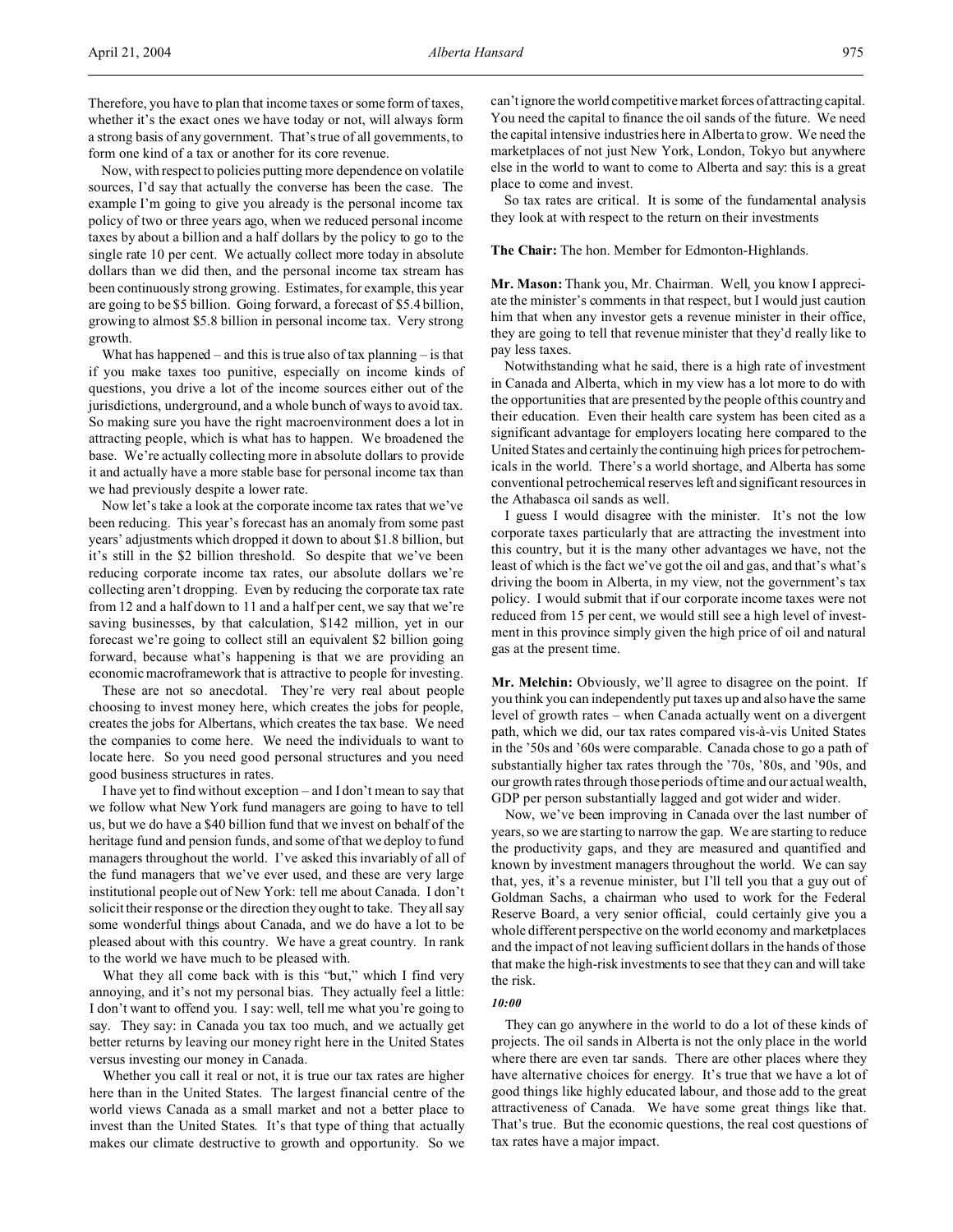Therefore, you have to plan that income taxes or some form of taxes, whether it's the exact ones we have today or not, will always form a strong basis of any government. That's true of all governments, to form one kind of a tax or another for its core revenue.

Now, with respect to policies putting more dependence on volatile sources, I'd say that actually the converse has been the case. The example I'm going to give you already is the personal income tax policy of two or three years ago, when we reduced personal income taxes by about a billion and a half dollars by the policy to go to the single rate 10 per cent. We actually collect more today in absolute dollars than we did then, and the personal income tax stream has been continuously strong growing. Estimates, for example, this year are going to be $5 billion. Going forward, a forecast of $5.4 billion, growing to almost $5.8 billion in personal income tax. Very strong growth.

What has happened – and this is true also of tax planning – is that if you make taxes too punitive, especially on income kinds of questions, you drive a lot of the income sources either out of the jurisdictions, underground, and a whole bunch of ways to avoid tax. So making sure you have the right macroenvironment does a lot in attracting people, which is what has to happen. We broadened the base. We're actually collecting more in absolute dollars to provide it and actually have a more stable base for personal income tax than we had previously despite a lower rate.

Now let's take a look at the corporate income tax rates that we've been reducing. This year's forecast has an anomaly from some past years' adjustments which dropped it down to about $1.8 billion, but it's still in the $2 billion threshold. So despite that we've been reducing corporate income tax rates, our absolute dollars we're collecting aren't dropping. Even by reducing the corporate tax rate from 12 and a half down to 11 and a half per cent, we say that we're saving businesses, by that calculation, $142 million, yet in our forecast we're going to collect still an equivalent $2 billion going forward, because what's happening is that we are providing an economic macroframework that is attractive to people for investing.

These are not so anecdotal. They're very real about people choosing to invest money here, which creates the jobs for people, creates the jobs for Albertans, which creates the tax base. We need the companies to come here. We need the individuals to want to locate here. So you need good personal structures and you need good business structures in rates.

I have yet to find without exception – and I don't mean to say that we follow what New York fund managers are going to have to tell us, but we do have a $40 billion fund that we invest on behalf of the heritage fund and pension funds, and some of that we deploy to fund managers throughout the world. I've asked this invariably of all of the fund managers that we've ever used, and these are very large institutional people out of New York: tell me about Canada. I don't solicit their response or the direction they ought to take. They all say some wonderful things about Canada, and we do have a lot to be pleased about with this country. We have a great country. In rank to the world we have much to be pleased with.

What they all come back with is this "but," which I find very annoying, and it's not my personal bias. They actually feel a little: I don't want to offend you. I say: well, tell me what you're going to say. They say: in Canada you tax too much, and we actually get better returns by leaving our money right here in the United States versus investing our money in Canada.

Whether you call it real or not, it is true our tax rates are higher here than in the United States. The largest financial centre of the world views Canada as a small market and not a better place to invest than the United States. It's that type of thing that actually makes our climate destructive to growth and opportunity. So we can't ignore the world competitive market forces of attracting capital. You need the capital to finance the oil sands of the future. We need the capital intensive industries here in Alberta to grow. We need the marketplaces of not just New York, London, Tokyo but anywhere else in the world to want to come to Alberta and say: this is a great place to come and invest.

So tax rates are critical. It is some of the fundamental analysis they look at with respect to the return on their investments

**The Chair:** The hon. Member for Edmonton-Highlands.

**Mr. Mason:** Thank you, Mr. Chairman. Well, you know I appreciate the minister's comments in that respect, but I would just caution him that when any investor gets a revenue minister in their office, they are going to tell that revenue minister that they'd really like to pay less taxes.

Notwithstanding what he said, there is a high rate of investment in Canada and Alberta, which in my view has a lot more to do with the opportunities that are presented by the people of this country and their education. Even their health care system has been cited as a significant advantage for employers locating here compared to the United States and certainly the continuing high prices for petrochemicals in the world. There's a world shortage, and Alberta has some conventional petrochemical reserves left and significant resources in the Athabasca oil sands as well.

I guess I would disagree with the minister. It's not the low corporate taxes particularly that are attracting the investment into this country, but it is the many other advantages we have, not the least of which is the fact we've got the oil and gas, and that's what's driving the boom in Alberta, in my view, not the government's tax policy. I would submit that if our corporate income taxes were not reduced from 15 per cent, we would still see a high level of investment in this province simply given the high price of oil and natural gas at the present time.

**Mr. Melchin:** Obviously, we'll agree to disagree on the point. If you think you can independently put taxes up and also have the same level of growth rates – when Canada actually went on a divergent path, which we did, our tax rates compared vis-à-vis United States in the '50s and '60s were comparable. Canada chose to go a path of substantially higher tax rates through the '70s, '80s, and '90s, and our growth rates through those periods of time and our actual wealth, GDP per person substantially lagged and got wider and wider.

Now, we've been improving in Canada over the last number of years, so we are starting to narrow the gap. We are starting to reduce the productivity gaps, and they are measured and quantified and known by investment managers throughout the world. We can say that, yes, it's a revenue minister, but I'll tell you that a guy out of Goldman Sachs, a chairman who used to work for the Federal Reserve Board, a very senior official, could certainly give you a whole different perspective on the world economy and marketplaces and the impact of not leaving sufficient dollars in the hands of those that make the high-risk investments to see that they can and will take the risk.

*10:00*

They can go anywhere in the world to do a lot of these kinds of projects. The oil sands in Alberta is not the only place in the world where there are even tar sands. There are other places where they have alternative choices for energy. It's true that we have a lot of good things like highly educated labour, and those add to the great attractiveness of Canada. We have some great things like that. That's true. But the economic questions, the real cost questions of tax rates have a major impact.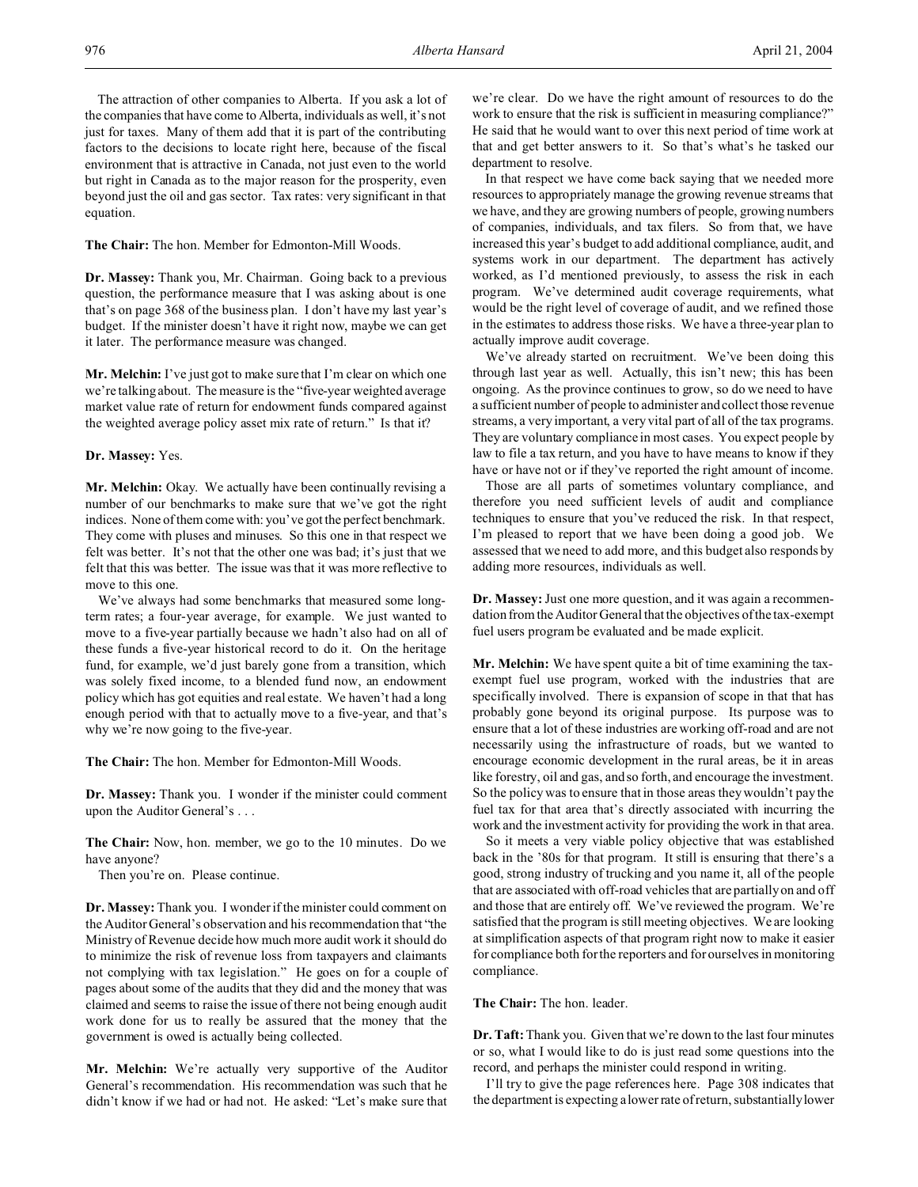The attraction of other companies to Alberta. If you ask a lot of the companies that have come to Alberta, individuals as well, it's not just for taxes. Many of them add that it is part of the contributing factors to the decisions to locate right here, because of the fiscal environment that is attractive in Canada, not just even to the world but right in Canada as to the major reason for the prosperity, even beyond just the oil and gas sector. Tax rates: very significant in that equation.

**The Chair:** The hon. Member for Edmonton-Mill Woods.

**Dr. Massey:** Thank you, Mr. Chairman. Going back to a previous question, the performance measure that I was asking about is one that's on page 368 of the business plan. I don't have my last year's budget. If the minister doesn't have it right now, maybe we can get it later. The performance measure was changed.

**Mr. Melchin:** I've just got to make sure that I'm clear on which one we're talking about. The measure is the "five-year weighted average market value rate of return for endowment funds compared against the weighted average policy asset mix rate of return." Is that it?

**Dr. Massey:** Yes.

**Mr. Melchin:** Okay. We actually have been continually revising a number of our benchmarks to make sure that we've got the right indices. None of them come with: you've got the perfect benchmark. They come with pluses and minuses. So this one in that respect we felt was better. It's not that the other one was bad; it's just that we felt that this was better. The issue was that it was more reflective to move to this one.

We've always had some benchmarks that measured some long-term rates; a four-year average, for example. We just wanted to move to a five-year partially because we hadn't also had on all of these funds a five-year historical record to do it. On the heritage fund, for example, we'd just barely gone from a transition, which was solely fixed income, to a blended fund now, an endowment policy which has got equities and real estate. We haven't had a long enough period with that to actually move to a five-year, and that's why we're now going to the five-year.

**The Chair:** The hon. Member for Edmonton-Mill Woods.

**Dr. Massey:** Thank you. I wonder if the minister could comment upon the Auditor General's . . .

**The Chair:** Now, hon. member, we go to the 10 minutes. Do we have anyone?

Then you're on. Please continue.

**Dr. Massey:** Thank you. I wonder if the minister could comment on the Auditor General's observation and his recommendation that "the Ministry of Revenue decide how much more audit work it should do to minimize the risk of revenue loss from taxpayers and claimants not complying with tax legislation." He goes on for a couple of pages about some of the audits that they did and the money that was claimed and seems to raise the issue of there not being enough audit work done for us to really be assured that the money that the government is owed is actually being collected.

**Mr. Melchin:** We're actually very supportive of the Auditor General's recommendation. His recommendation was such that he didn't know if we had or had not. He asked: "Let's make sure that we're clear. Do we have the right amount of resources to do the work to ensure that the risk is sufficient in measuring compliance?" He said that he would want to over this next period of time work at that and get better answers to it. So that's what's he tasked our department to resolve.

In that respect we have come back saying that we needed more resources to appropriately manage the growing revenue streams that we have, and they are growing numbers of people, growing numbers of companies, individuals, and tax filers. So from that, we have increased this year's budget to add additional compliance, audit, and systems work in our department. The department has actively worked, as I'd mentioned previously, to assess the risk in each program. We've determined audit coverage requirements, what would be the right level of coverage of audit, and we refined those in the estimates to address those risks. We have a three-year plan to actually improve audit coverage.

We've already started on recruitment. We've been doing this through last year as well. Actually, this isn't new; this has been ongoing. As the province continues to grow, so do we need to have a sufficient number of people to administer and collect those revenue streams, a very important, a very vital part of all of the tax programs. They are voluntary compliance in most cases. You expect people by law to file a tax return, and you have to have means to know if they have or have not or if they've reported the right amount of income.

Those are all parts of sometimes voluntary compliance, and therefore you need sufficient levels of audit and compliance techniques to ensure that you've reduced the risk. In that respect, I'm pleased to report that we have been doing a good job. We assessed that we need to add more, and this budget also responds by adding more resources, individuals as well.

**Dr. Massey:** Just one more question, and it was again a recommendation from the Auditor General that the objectives of the tax-exempt fuel users program be evaluated and be made explicit.

**Mr. Melchin:** We have spent quite a bit of time examining the tax-exempt fuel use program, worked with the industries that are specifically involved. There is expansion of scope in that that has probably gone beyond its original purpose. Its purpose was to ensure that a lot of these industries are working off-road and are not necessarily using the infrastructure of roads, but we wanted to encourage economic development in the rural areas, be it in areas like forestry, oil and gas, and so forth, and encourage the investment. So the policy was to ensure that in those areas they wouldn't pay the fuel tax for that area that's directly associated with incurring the work and the investment activity for providing the work in that area.

So it meets a very viable policy objective that was established back in the '80s for that program. It still is ensuring that there's a good, strong industry of trucking and you name it, all of the people that are associated with off-road vehicles that are partially on and off and those that are entirely off. We've reviewed the program. We're satisfied that the program is still meeting objectives. We are looking at simplification aspects of that program right now to make it easier for compliance both for the reporters and for ourselves in monitoring compliance.

**The Chair:** The hon. leader.

**Dr. Taft:** Thank you. Given that we're down to the last four minutes or so, what I would like to do is just read some questions into the record, and perhaps the minister could respond in writing.

I'll try to give the page references here. Page 308 indicates that the department is expecting a lower rate of return, substantially lower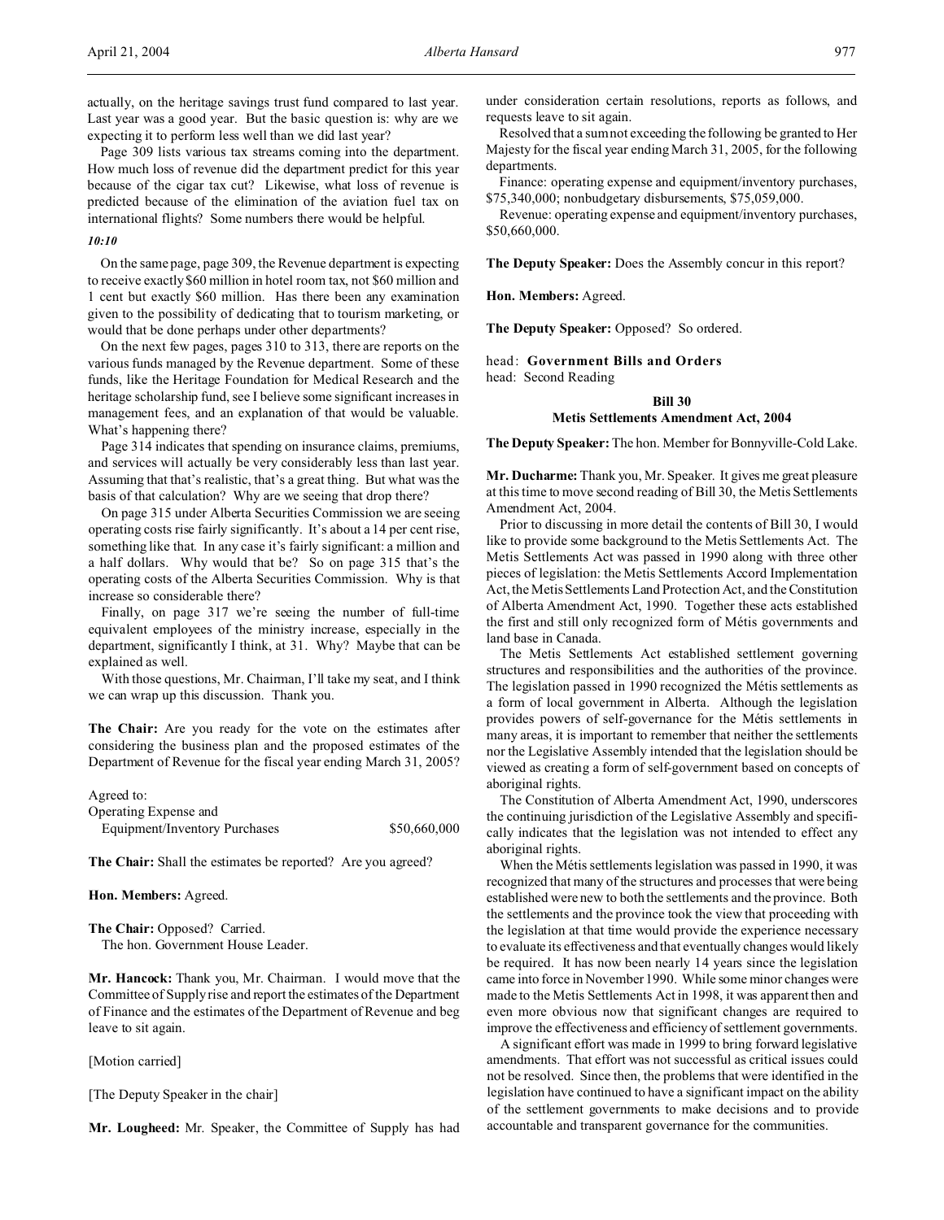actually, on the heritage savings trust fund compared to last year. Last year was a good year. But the basic question is: why are we expecting it to perform less well than we did last year?

Page 309 lists various tax streams coming into the department. How much loss of revenue did the department predict for this year because of the cigar tax cut? Likewise, what loss of revenue is predicted because of the elimination of the aviation fuel tax on international flights? Some numbers there would be helpful.

*10:10*

On the same page, page 309, the Revenue department is expecting to receive exactly $60 million in hotel room tax, not $60 million and 1 cent but exactly $60 million. Has there been any examination given to the possibility of dedicating that to tourism marketing, or would that be done perhaps under other departments?

On the next few pages, pages 310 to 313, there are reports on the various funds managed by the Revenue department. Some of these funds, like the Heritage Foundation for Medical Research and the heritage scholarship fund, see I believe some significant increases in management fees, and an explanation of that would be valuable. What's happening there?

Page 314 indicates that spending on insurance claims, premiums, and services will actually be very considerably less than last year. Assuming that that's realistic, that's a great thing. But what was the basis of that calculation? Why are we seeing that drop there?

On page 315 under Alberta Securities Commission we are seeing operating costs rise fairly significantly. It's about a 14 per cent rise, something like that. In any case it's fairly significant: a million and a half dollars. Why would that be? So on page 315 that's the operating costs of the Alberta Securities Commission. Why is that increase so considerable there?

Finally, on page 317 we're seeing the number of full-time equivalent employees of the ministry increase, especially in the department, significantly I think, at 31. Why? Maybe that can be explained as well.

With those questions, Mr. Chairman, I'll take my seat, and I think we can wrap up this discussion. Thank you.

**The Chair:** Are you ready for the vote on the estimates after considering the business plan and the proposed estimates of the Department of Revenue for the fiscal year ending March 31, 2005?

Agreed to:
Operating Expense and
Equipment/Inventory Purchases $50,660,000

**The Chair:** Shall the estimates be reported? Are you agreed?

**Hon. Members:** Agreed.

**The Chair:** Opposed? Carried.
The hon. Government House Leader.

**Mr. Hancock:** Thank you, Mr. Chairman. I would move that the Committee of Supply rise and report the estimates of the Department of Finance and the estimates of the Department of Revenue and beg leave to sit again.

[Motion carried]

[The Deputy Speaker in the chair]

**Mr. Lougheed:** Mr. Speaker, the Committee of Supply has had under consideration certain resolutions, reports as follows, and requests leave to sit again.

Resolved that a sum not exceeding the following be granted to Her Majesty for the fiscal year ending March 31, 2005, for the following departments.

Finance: operating expense and equipment/inventory purchases, $75,340,000; nonbudgetary disbursements, $75,059,000.

Revenue: operating expense and equipment/inventory purchases, $50,660,000.

**The Deputy Speaker:** Does the Assembly concur in this report?

**Hon. Members:** Agreed.

**The Deputy Speaker:** Opposed? So ordered.

head: **Government Bills and Orders**
head: Second Reading

### Bill 30
### Metis Settlements Amendment Act, 2004

**The Deputy Speaker:** The hon. Member for Bonnyville-Cold Lake.

**Mr. Ducharme:** Thank you, Mr. Speaker. It gives me great pleasure at this time to move second reading of Bill 30, the Metis Settlements Amendment Act, 2004.

Prior to discussing in more detail the contents of Bill 30, I would like to provide some background to the Metis Settlements Act. The Metis Settlements Act was passed in 1990 along with three other pieces of legislation: the Metis Settlements Accord Implementation Act, the Metis Settlements Land Protection Act, and the Constitution of Alberta Amendment Act, 1990. Together these acts established the first and still only recognized form of Métis governments and land base in Canada.

The Metis Settlements Act established settlement governing structures and responsibilities and the authorities of the province. The legislation passed in 1990 recognized the Métis settlements as a form of local government in Alberta. Although the legislation provides powers of self-governance for the Métis settlements in many areas, it is important to remember that neither the settlements nor the Legislative Assembly intended that the legislation should be viewed as creating a form of self-government based on concepts of aboriginal rights.

The Constitution of Alberta Amendment Act, 1990, underscores the continuing jurisdiction of the Legislative Assembly and specifically indicates that the legislation was not intended to effect any aboriginal rights.

When the Métis settlements legislation was passed in 1990, it was recognized that many of the structures and processes that were being established were new to both the settlements and the province. Both the settlements and the province took the view that proceeding with the legislation at that time would provide the experience necessary to evaluate its effectiveness and that eventually changes would likely be required. It has now been nearly 14 years since the legislation came into force in November 1990. While some minor changes were made to the Metis Settlements Act in 1998, it was apparent then and even more obvious now that significant changes are required to improve the effectiveness and efficiency of settlement governments.

A significant effort was made in 1999 to bring forward legislative amendments. That effort was not successful as critical issues could not be resolved. Since then, the problems that were identified in the legislation have continued to have a significant impact on the ability of the settlement governments to make decisions and to provide accountable and transparent governance for the communities.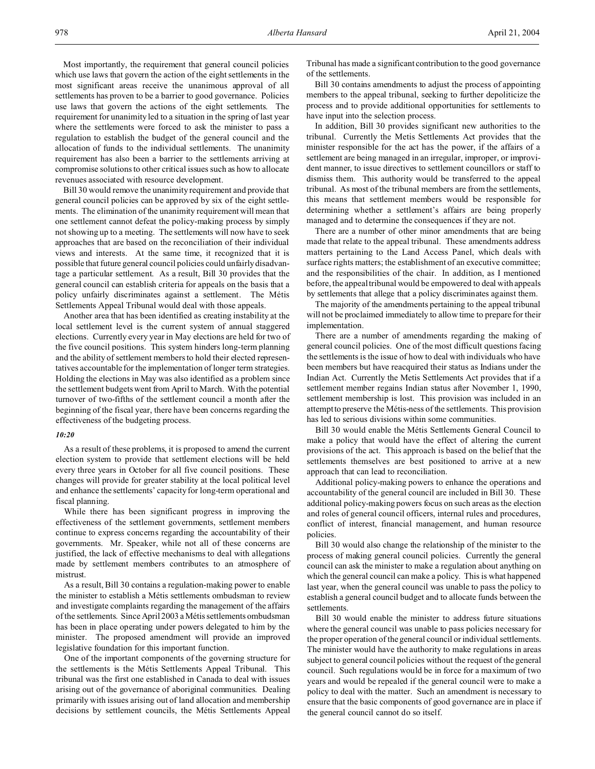Most importantly, the requirement that general council policies which use laws that govern the action of the eight settlements in the most significant areas receive the unanimous approval of all settlements has proven to be a barrier to good governance. Policies use laws that govern the actions of the eight settlements. The requirement for unanimity led to a situation in the spring of last year where the settlements were forced to ask the minister to pass a regulation to establish the budget of the general council and the allocation of funds to the individual settlements. The unanimity requirement has also been a barrier to the settlements arriving at compromise solutions to other critical issues such as how to allocate revenues associated with resource development.

Bill 30 would remove the unanimity requirement and provide that general council policies can be approved by six of the eight settlements. The elimination of the unanimity requirement will mean that one settlement cannot defeat the policy-making process by simply not showing up to a meeting. The settlements will now have to seek approaches that are based on the reconciliation of their individual views and interests. At the same time, it recognized that it is possible that future general council policies could unfairly disadvantage a particular settlement. As a result, Bill 30 provides that the general council can establish criteria for appeals on the basis that a policy unfairly discriminates against a settlement. The Métis Settlements Appeal Tribunal would deal with those appeals.

Another area that has been identified as creating instability at the local settlement level is the current system of annual staggered elections. Currently every year in May elections are held for two of the five council positions. This system hinders long-term planning and the ability of settlement members to hold their elected representatives accountable for the implementation of longer term strategies. Holding the elections in May was also identified as a problem since the settlement budgets went from April to March. With the potential turnover of two-fifths of the settlement council a month after the beginning of the fiscal year, there have been concerns regarding the effectiveness of the budgeting process.

*10:20*

As a result of these problems, it is proposed to amend the current election system to provide that settlement elections will be held every three years in October for all five council positions. These changes will provide for greater stability at the local political level and enhance the settlements' capacity for long-term operational and fiscal planning.

While there has been significant progress in improving the effectiveness of the settlement governments, settlement members continue to express concerns regarding the accountability of their governments. Mr. Speaker, while not all of these concerns are justified, the lack of effective mechanisms to deal with allegations made by settlement members contributes to an atmosphere of mistrust.

As a result, Bill 30 contains a regulation-making power to enable the minister to establish a Métis settlements ombudsman to review and investigate complaints regarding the management of the affairs of the settlements. Since April 2003 a Métis settlements ombudsman has been in place operating under powers delegated to him by the minister. The proposed amendment will provide an improved legislative foundation for this important function.

One of the important components of the governing structure for the settlements is the Métis Settlements Appeal Tribunal. This tribunal was the first one established in Canada to deal with issues arising out of the governance of aboriginal communities. Dealing primarily with issues arising out of land allocation and membership decisions by settlement councils, the Métis Settlements Appeal Tribunal has made a significant contribution to the good governance of the settlements.

Bill 30 contains amendments to adjust the process of appointing members to the appeal tribunal, seeking to further depoliticize the process and to provide additional opportunities for settlements to have input into the selection process.

In addition, Bill 30 provides significant new authorities to the tribunal. Currently the Metis Settlements Act provides that the minister responsible for the act has the power, if the affairs of a settlement are being managed in an irregular, improper, or improvident manner, to issue directives to settlement councillors or staff to dismiss them. This authority would be transferred to the appeal tribunal. As most of the tribunal members are from the settlements, this means that settlement members would be responsible for determining whether a settlement's affairs are being properly managed and to determine the consequences if they are not.

There are a number of other minor amendments that are being made that relate to the appeal tribunal. These amendments address matters pertaining to the Land Access Panel, which deals with surface rights matters; the establishment of an executive committee; and the responsibilities of the chair. In addition, as I mentioned before, the appeal tribunal would be empowered to deal with appeals by settlements that allege that a policy discriminates against them.

The majority of the amendments pertaining to the appeal tribunal will not be proclaimed immediately to allow time to prepare for their implementation.

There are a number of amendments regarding the making of general council policies. One of the most difficult questions facing the settlements is the issue of how to deal with individuals who have been members but have reacquired their status as Indians under the Indian Act. Currently the Metis Settlements Act provides that if a settlement member regains Indian status after November 1, 1990, settlement membership is lost. This provision was included in an attempt to preserve the Métis-ness of the settlements. This provision has led to serious divisions within some communities.

Bill 30 would enable the Métis Settlements General Council to make a policy that would have the effect of altering the current provisions of the act. This approach is based on the belief that the settlements themselves are best positioned to arrive at a new approach that can lead to reconciliation.

Additional policy-making powers to enhance the operations and accountability of the general council are included in Bill 30. These additional policy-making powers focus on such areas as the election and roles of general council officers, internal rules and procedures, conflict of interest, financial management, and human resource policies.

Bill 30 would also change the relationship of the minister to the process of making general council policies. Currently the general council can ask the minister to make a regulation about anything on which the general council can make a policy. This is what happened last year, when the general council was unable to pass the policy to establish a general council budget and to allocate funds between the settlements.

Bill 30 would enable the minister to address future situations where the general council was unable to pass policies necessary for the proper operation of the general council or individual settlements. The minister would have the authority to make regulations in areas subject to general council policies without the request of the general council. Such regulations would be in force for a maximum of two years and would be repealed if the general council were to make a policy to deal with the matter. Such an amendment is necessary to ensure that the basic components of good governance are in place if the general council cannot do so itself.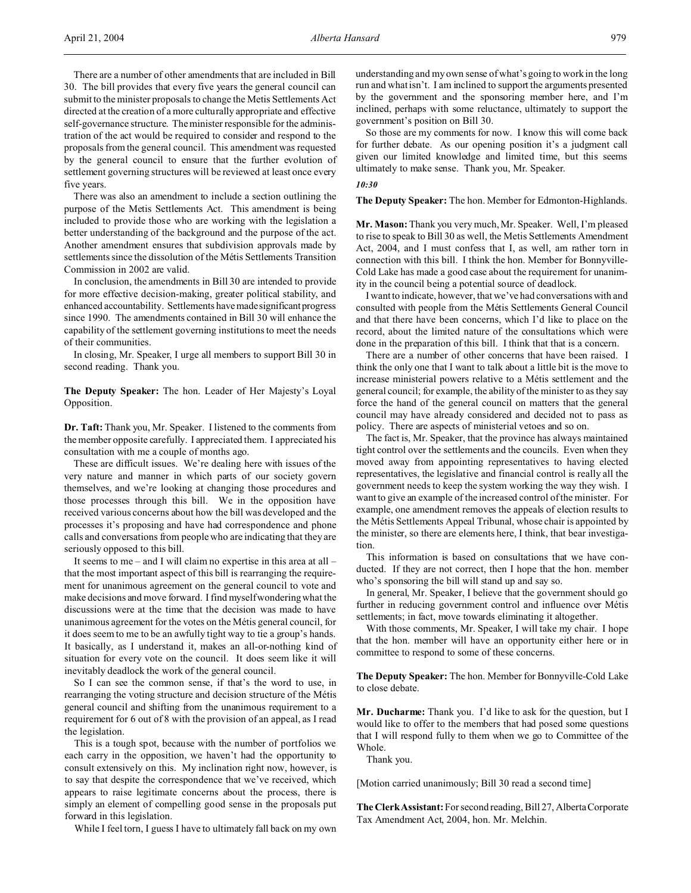There are a number of other amendments that are included in Bill 30. The bill provides that every five years the general council can submit to the minister proposals to change the Metis Settlements Act directed at the creation of a more culturally appropriate and effective self-governance structure. The minister responsible for the administration of the act would be required to consider and respond to the proposals from the general council. This amendment was requested by the general council to ensure that the further evolution of settlement governing structures will be reviewed at least once every five years.

There was also an amendment to include a section outlining the purpose of the Metis Settlements Act. This amendment is being included to provide those who are working with the legislation a better understanding of the background and the purpose of the act. Another amendment ensures that subdivision approvals made by settlements since the dissolution of the Métis Settlements Transition Commission in 2002 are valid.

In conclusion, the amendments in Bill 30 are intended to provide for more effective decision-making, greater political stability, and enhanced accountability. Settlements have made significant progress since 1990. The amendments contained in Bill 30 will enhance the capability of the settlement governing institutions to meet the needs of their communities.

In closing, Mr. Speaker, I urge all members to support Bill 30 in second reading. Thank you.

**The Deputy Speaker:** The hon. Leader of Her Majesty's Loyal Opposition.

**Dr. Taft:** Thank you, Mr. Speaker. I listened to the comments from the member opposite carefully. I appreciated them. I appreciated his consultation with me a couple of months ago.

These are difficult issues. We're dealing here with issues of the very nature and manner in which parts of our society govern themselves, and we're looking at changing those procedures and those processes through this bill. We in the opposition have received various concerns about how the bill was developed and the processes it's proposing and have had correspondence and phone calls and conversations from people who are indicating that they are seriously opposed to this bill.

It seems to me – and I will claim no expertise in this area at all – that the most important aspect of this bill is rearranging the requirement for unanimous agreement on the general council to vote and make decisions and move forward. I find myself wondering what the discussions were at the time that the decision was made to have unanimous agreement for the votes on the Métis general council, for it does seem to me to be an awfully tight way to tie a group's hands. It basically, as I understand it, makes an all-or-nothing kind of situation for every vote on the council. It does seem like it will inevitably deadlock the work of the general council.

So I can see the common sense, if that's the word to use, in rearranging the voting structure and decision structure of the Métis general council and shifting from the unanimous requirement to a requirement for 6 out of 8 with the provision of an appeal, as I read the legislation.

This is a tough spot, because with the number of portfolios we each carry in the opposition, we haven't had the opportunity to consult extensively on this. My inclination right now, however, is to say that despite the correspondence that we've received, which appears to raise legitimate concerns about the process, there is simply an element of compelling good sense in the proposals put forward in this legislation.

While I feel torn, I guess I have to ultimately fall back on my own understanding and my own sense of what's going to work in the long run and what isn't. I am inclined to support the arguments presented by the government and the sponsoring member here, and I'm inclined, perhaps with some reluctance, ultimately to support the government's position on Bill 30.

So those are my comments for now. I know this will come back for further debate. As our opening position it's a judgment call given our limited knowledge and limited time, but this seems ultimately to make sense. Thank you, Mr. Speaker.

*10:30*

**The Deputy Speaker:** The hon. Member for Edmonton-Highlands.

**Mr. Mason:** Thank you very much, Mr. Speaker. Well, I'm pleased to rise to speak to Bill 30 as well, the Metis Settlements Amendment Act, 2004, and I must confess that I, as well, am rather torn in connection with this bill. I think the hon. Member for Bonnyville-Cold Lake has made a good case about the requirement for unanimity in the council being a potential source of deadlock.

I want to indicate, however, that we've had conversations with and consulted with people from the Métis Settlements General Council and that there have been concerns, which I'd like to place on the record, about the limited nature of the consultations which were done in the preparation of this bill. I think that that is a concern.

There are a number of other concerns that have been raised. I think the only one that I want to talk about a little bit is the move to increase ministerial powers relative to a Métis settlement and the general council; for example, the ability of the minister to as they say force the hand of the general council on matters that the general council may have already considered and decided not to pass as policy. There are aspects of ministerial vetoes and so on.

The fact is, Mr. Speaker, that the province has always maintained tight control over the settlements and the councils. Even when they moved away from appointing representatives to having elected representatives, the legislative and financial control is really all the government needs to keep the system working the way they wish. I want to give an example of the increased control of the minister. For example, one amendment removes the appeals of election results to the Métis Settlements Appeal Tribunal, whose chair is appointed by the minister, so there are elements here, I think, that bear investigation.

This information is based on consultations that we have conducted. If they are not correct, then I hope that the hon. member who's sponsoring the bill will stand up and say so.

In general, Mr. Speaker, I believe that the government should go further in reducing government control and influence over Métis settlements; in fact, move towards eliminating it altogether.

With those comments, Mr. Speaker, I will take my chair. I hope that the hon. member will have an opportunity either here or in committee to respond to some of these concerns.

**The Deputy Speaker:** The hon. Member for Bonnyville-Cold Lake to close debate.

**Mr. Ducharme:** Thank you. I'd like to ask for the question, but I would like to offer to the members that had posed some questions that I will respond fully to them when we go to Committee of the Whole.

Thank you.

[Motion carried unanimously; Bill 30 read a second time]

**The Clerk Assistant:** For second reading, Bill 27, Alberta Corporate Tax Amendment Act, 2004, hon. Mr. Melchin.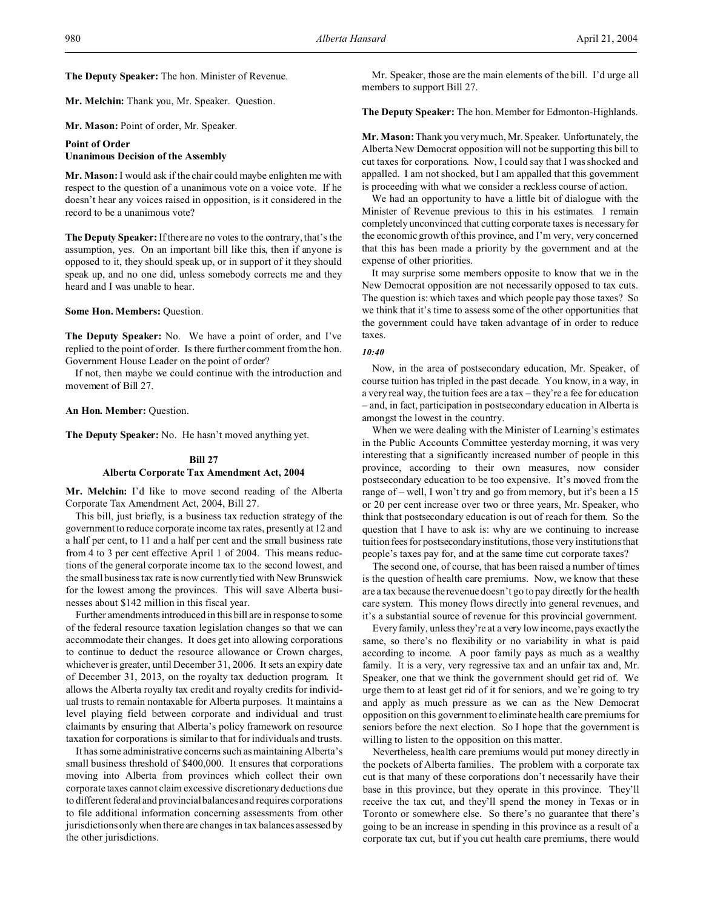**The Deputy Speaker:** The hon. Minister of Revenue.

**Mr. Melchin:** Thank you, Mr. Speaker. Question.

**Mr. Mason:** Point of order, Mr. Speaker.

### Point of Order
### Unanimous Decision of the Assembly

**Mr. Mason:** I would ask if the chair could maybe enlighten me with respect to the question of a unanimous vote on a voice vote. If he doesn't hear any voices raised in opposition, is it considered in the record to be a unanimous vote?

**The Deputy Speaker:** If there are no votes to the contrary, that's the assumption, yes. On an important bill like this, then if anyone is opposed to it, they should speak up, or in support of it they should speak up, and no one did, unless somebody corrects me and they heard and I was unable to hear.

**Some Hon. Members:** Question.

**The Deputy Speaker:** No. We have a point of order, and I've replied to the point of order. Is there further comment from the hon. Government House Leader on the point of order?

If not, then maybe we could continue with the introduction and movement of Bill 27.

**An Hon. Member:** Question.

**The Deputy Speaker:** No. He hasn't moved anything yet.

## Bill 27
## Alberta Corporate Tax Amendment Act, 2004

**Mr. Melchin:** I'd like to move second reading of the Alberta Corporate Tax Amendment Act, 2004, Bill 27.

This bill, just briefly, is a business tax reduction strategy of the government to reduce corporate income tax rates, presently at 12 and a half per cent, to 11 and a half per cent and the small business rate from 4 to 3 per cent effective April 1 of 2004. This means reductions of the general corporate income tax to the second lowest, and the small business tax rate is now currently tied with New Brunswick for the lowest among the provinces. This will save Alberta businesses about $142 million in this fiscal year.

Further amendments introduced in this bill are in response to some of the federal resource taxation legislation changes so that we can accommodate their changes. It does get into allowing corporations to continue to deduct the resource allowance or Crown charges, whichever is greater, until December 31, 2006. It sets an expiry date of December 31, 2013, on the royalty tax deduction program. It allows the Alberta royalty tax credit and royalty credits for individual trusts to remain nontaxable for Alberta purposes. It maintains a level playing field between corporate and individual and trust claimants by ensuring that Alberta's policy framework on resource taxation for corporations is similar to that for individuals and trusts.

It has some administrative concerns such as maintaining Alberta's small business threshold of $400,000. It ensures that corporations moving into Alberta from provinces which collect their own corporate taxes cannot claim excessive discretionary deductions due to different federal and provincial balances and requires corporations to file additional information concerning assessments from other jurisdictions only when there are changes in tax balances assessed by the other jurisdictions.

Mr. Speaker, those are the main elements of the bill. I'd urge all members to support Bill 27.

**The Deputy Speaker:** The hon. Member for Edmonton-Highlands.

**Mr. Mason:** Thank you very much, Mr. Speaker. Unfortunately, the Alberta New Democrat opposition will not be supporting this bill to cut taxes for corporations. Now, I could say that I was shocked and appalled. I am not shocked, but I am appalled that this government is proceeding with what we consider a reckless course of action.

We had an opportunity to have a little bit of dialogue with the Minister of Revenue previous to this in his estimates. I remain completely unconvinced that cutting corporate taxes is necessary for the economic growth of this province, and I'm very, very concerned that this has been made a priority by the government and at the expense of other priorities.

It may surprise some members opposite to know that we in the New Democrat opposition are not necessarily opposed to tax cuts. The question is: which taxes and which people pay those taxes? So we think that it's time to assess some of the other opportunities that the government could have taken advantage of in order to reduce taxes.

*10:40*

Now, in the area of postsecondary education, Mr. Speaker, of course tuition has tripled in the past decade. You know, in a way, in a very real way, the tuition fees are a tax – they're a fee for education – and, in fact, participation in postsecondary education in Alberta is amongst the lowest in the country.

When we were dealing with the Minister of Learning's estimates in the Public Accounts Committee yesterday morning, it was very interesting that a significantly increased number of people in this province, according to their own measures, now consider postsecondary education to be too expensive. It's moved from the range of – well, I won't try and go from memory, but it's been a 15 or 20 per cent increase over two or three years, Mr. Speaker, who think that postsecondary education is out of reach for them. So the question that I have to ask is: why are we continuing to increase tuition fees for postsecondary institutions, those very institutions that people's taxes pay for, and at the same time cut corporate taxes?

The second one, of course, that has been raised a number of times is the question of health care premiums. Now, we know that these are a tax because the revenue doesn't go to pay directly for the health care system. This money flows directly into general revenues, and it's a substantial source of revenue for this provincial government.

Every family, unless they're at a very low income, pays exactly the same, so there's no flexibility or no variability in what is paid according to income. A poor family pays as much as a wealthy family. It is a very, very regressive tax and an unfair tax and, Mr. Speaker, one that we think the government should get rid of. We urge them to at least get rid of it for seniors, and we're going to try and apply as much pressure as we can as the New Democrat opposition on this government to eliminate health care premiums for seniors before the next election. So I hope that the government is willing to listen to the opposition on this matter.

Nevertheless, health care premiums would put money directly in the pockets of Alberta families. The problem with a corporate tax cut is that many of these corporations don't necessarily have their base in this province, but they operate in this province. They'll receive the tax cut, and they'll spend the money in Texas or in Toronto or somewhere else. So there's no guarantee that there's going to be an increase in spending in this province as a result of a corporate tax cut, but if you cut health care premiums, there would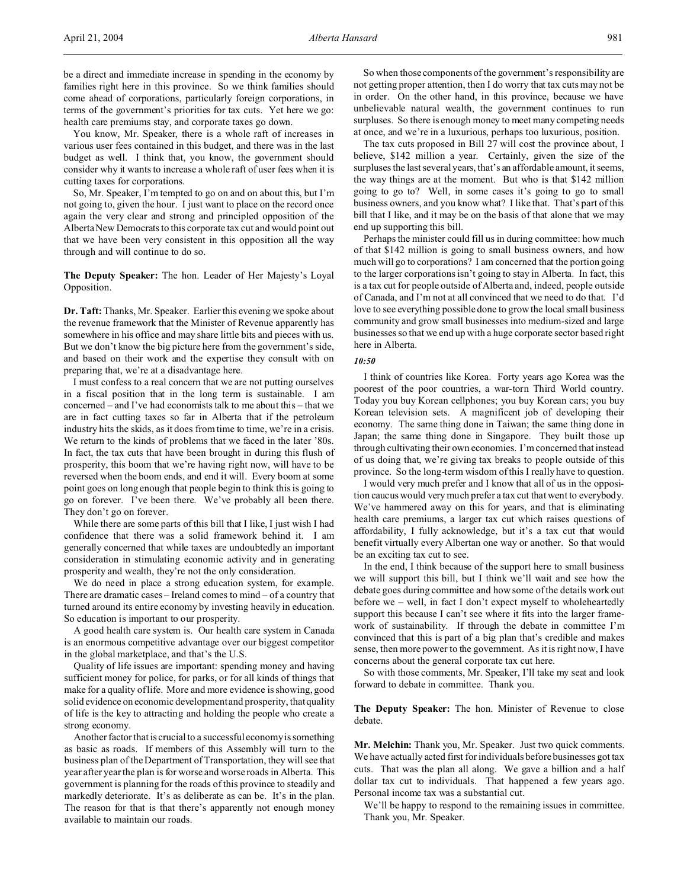be a direct and immediate increase in spending in the economy by families right here in this province. So we think families should come ahead of corporations, particularly foreign corporations, in terms of the government's priorities for tax cuts. Yet here we go: health care premiums stay, and corporate taxes go down.

You know, Mr. Speaker, there is a whole raft of increases in various user fees contained in this budget, and there was in the last budget as well. I think that, you know, the government should consider why it wants to increase a whole raft of user fees when it is cutting taxes for corporations.

So, Mr. Speaker, I'm tempted to go on and on about this, but I'm not going to, given the hour. I just want to place on the record once again the very clear and strong and principled opposition of the Alberta New Democrats to this corporate tax cut and would point out that we have been very consistent in this opposition all the way through and will continue to do so.

**The Deputy Speaker:** The hon. Leader of Her Majesty's Loyal Opposition.

**Dr. Taft:** Thanks, Mr. Speaker. Earlier this evening we spoke about the revenue framework that the Minister of Revenue apparently has somewhere in his office and may share little bits and pieces with us. But we don't know the big picture here from the government's side, and based on their work and the expertise they consult with on preparing that, we're at a disadvantage here.

I must confess to a real concern that we are not putting ourselves in a fiscal position that in the long term is sustainable. I am concerned – and I've had economists talk to me about this – that we are in fact cutting taxes so far in Alberta that if the petroleum industry hits the skids, as it does from time to time, we're in a crisis. We return to the kinds of problems that we faced in the later '80s. In fact, the tax cuts that have been brought in during this flush of prosperity, this boom that we're having right now, will have to be reversed when the boom ends, and end it will. Every boom at some point goes on long enough that people begin to think this is going to go on forever. I've been there. We've probably all been there. They don't go on forever.

While there are some parts of this bill that I like, I just wish I had confidence that there was a solid framework behind it. I am generally concerned that while taxes are undoubtedly an important consideration in stimulating economic activity and in generating prosperity and wealth, they're not the only consideration.

We do need in place a strong education system, for example. There are dramatic cases – Ireland comes to mind – of a country that turned around its entire economy by investing heavily in education. So education is important to our prosperity.

A good health care system is. Our health care system in Canada is an enormous competitive advantage over our biggest competitor in the global marketplace, and that's the U.S.

Quality of life issues are important: spending money and having sufficient money for police, for parks, or for all kinds of things that make for a quality of life. More and more evidence is showing, good solid evidence on economic development and prosperity, that quality of life is the key to attracting and holding the people who create a strong economy.

Another factor that is crucial to a successful economy is something as basic as roads. If members of this Assembly will turn to the business plan of the Department of Transportation, they will see that year after year the plan is for worse and worse roads in Alberta. This government is planning for the roads of this province to steadily and markedly deteriorate. It's as deliberate as can be. It's in the plan. The reason for that is that there's apparently not enough money available to maintain our roads.

So when those components of the government's responsibility are not getting proper attention, then I do worry that tax cuts may not be in order. On the other hand, in this province, because we have unbelievable natural wealth, the government continues to run surpluses. So there is enough money to meet many competing needs at once, and we're in a luxurious, perhaps too luxurious, position.

The tax cuts proposed in Bill 27 will cost the province about, I believe, $142 million a year. Certainly, given the size of the surpluses the last several years, that's an affordable amount, it seems, the way things are at the moment. But who is that $142 million going to go to? Well, in some cases it's going to go to small business owners, and you know what? I like that. That's part of this bill that I like, and it may be on the basis of that alone that we may end up supporting this bill.

Perhaps the minister could fill us in during committee: how much of that $142 million is going to small business owners, and how much will go to corporations? I am concerned that the portion going to the larger corporations isn't going to stay in Alberta. In fact, this is a tax cut for people outside of Alberta and, indeed, people outside of Canada, and I'm not at all convinced that we need to do that. I'd love to see everything possible done to grow the local small business community and grow small businesses into medium-sized and large businesses so that we end up with a huge corporate sector based right here in Alberta.

*10:50*

I think of countries like Korea. Forty years ago Korea was the poorest of the poor countries, a war-torn Third World country. Today you buy Korean cellphones; you buy Korean cars; you buy Korean television sets. A magnificent job of developing their economy. The same thing done in Taiwan; the same thing done in Japan; the same thing done in Singapore. They built those up through cultivating their own economies. I'm concerned that instead of us doing that, we're giving tax breaks to people outside of this province. So the long-term wisdom of this I really have to question.

I would very much prefer and I know that all of us in the opposition caucus would very much prefer a tax cut that went to everybody. We've hammered away on this for years, and that is eliminating health care premiums, a larger tax cut which raises questions of affordability, I fully acknowledge, but it's a tax cut that would benefit virtually every Albertan one way or another. So that would be an exciting tax cut to see.

In the end, I think because of the support here to small business we will support this bill, but I think we'll wait and see how the debate goes during committee and how some of the details work out before we – well, in fact I don't expect myself to wholeheartedly support this because I can't see where it fits into the larger framework of sustainability. If through the debate in committee I'm convinced that this is part of a big plan that's credible and makes sense, then more power to the government. As it is right now, I have concerns about the general corporate tax cut here.

So with those comments, Mr. Speaker, I'll take my seat and look forward to debate in committee. Thank you.

**The Deputy Speaker:** The hon. Minister of Revenue to close debate.

**Mr. Melchin:** Thank you, Mr. Speaker. Just two quick comments. We have actually acted first for individuals before businesses got tax cuts. That was the plan all along. We gave a billion and a half dollar tax cut to individuals. That happened a few years ago. Personal income tax was a substantial cut.

We'll be happy to respond to the remaining issues in committee. Thank you, Mr. Speaker.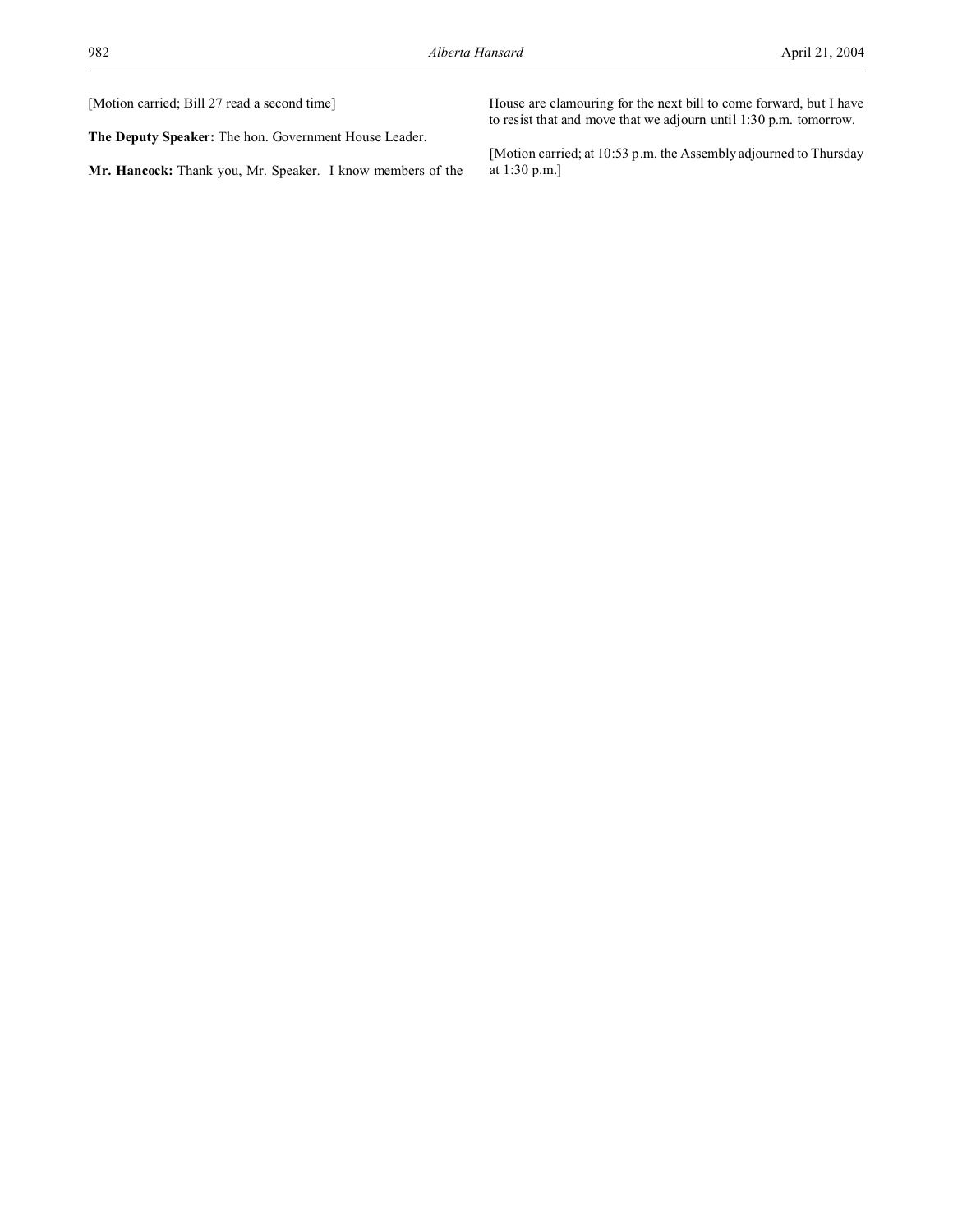[Motion carried; Bill 27 read a second time]

**The Deputy Speaker:** The hon. Government House Leader.

**Mr. Hancock:** Thank you, Mr. Speaker. I know members of the House are clamouring for the next bill to come forward, but I have to resist that and move that we adjourn until 1:30 p.m. tomorrow.

[Motion carried; at 10:53 p.m. the Assembly adjourned to Thursday at 1:30 p.m.]